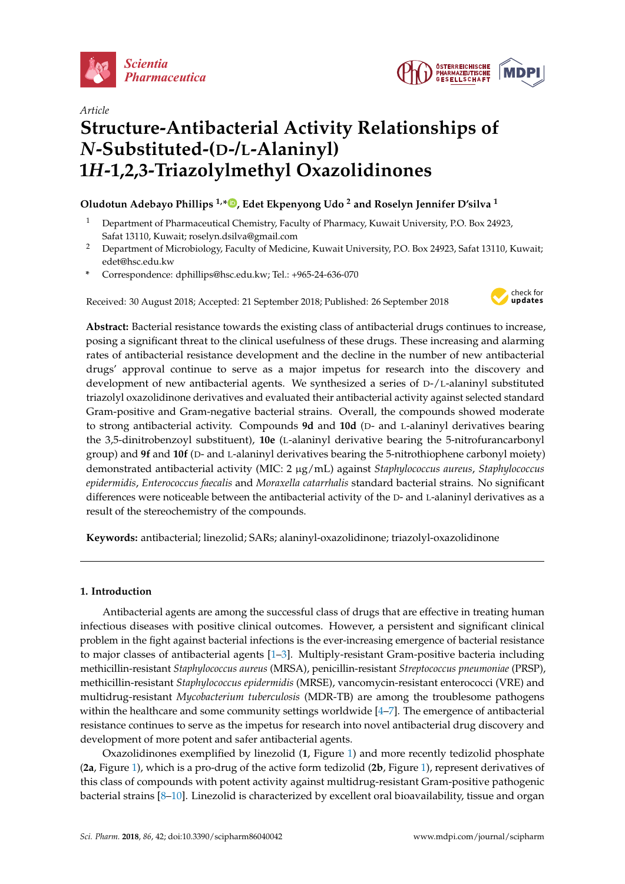*Article*

# Structure-Antibacterial Activity Relationships of *N*-Substituted-(D-/L-Alaninyl) 1*H*-1,2,3-Triazolylmethyl Oxazolidinones

**Oludotun Adebayo Phillips [1,*], Edet Ekpenyong Udo [2] and Roselyn Jennifer D'silva [1]**

[1] Department of Pharmaceutical Chemistry, Faculty of Pharmacy, Kuwait University, P.O. Box 24923, Safat 13110, Kuwait; roselyn.dsilva@gmail.com

[2] Department of Microbiology, Faculty of Medicine, Kuwait University, P.O. Box 24923, Safat 13110, Kuwait; edet@hsc.edu.kw

[*] Correspondence: dphillips@hsc.edu.kw; Tel.: +965-24-636-070

Received: 30 August 2018; Accepted: 21 September 2018; Published: 26 September 2018

**Abstract:** Bacterial resistance towards the existing class of antibacterial drugs continues to increase, posing a significant threat to the clinical usefulness of these drugs. These increasing and alarming rates of antibacterial resistance development and the decline in the number of new antibacterial drugs' approval continue to serve as a major impetus for research into the discovery and development of new antibacterial agents. We synthesized a series of D-/L-alaninyl substituted triazolyl oxazolidinone derivatives and evaluated their antibacterial activity against selected standard Gram-positive and Gram-negative bacterial strains. Overall, the compounds showed moderate to strong antibacterial activity. Compounds **9d** and **10d** (D- and L-alaninyl derivatives bearing the 3,5-dinitrobenzoyl substituent), **10e** (L-alaninyl derivative bearing the 5-nitrofurancarbonyl group) and **9f** and **10f** (D- and L-alaninyl derivatives bearing the 5-nitrothiophene carbonyl moiety) demonstrated antibacterial activity (MIC: 2 μg/mL) against *Staphylococcus aureus*, *Staphylococcus epidermidis*, *Enterococcus faecalis* and *Moraxella catarrhalis* standard bacterial strains. No significant differences were noticeable between the antibacterial activity of the D- and L-alaninyl derivatives as a result of the stereochemistry of the compounds.

**Keywords:** antibacterial; linezolid; SARs; alaninyl-oxazolidinone; triazolyl-oxazolidinone

## 1. Introduction

Antibacterial agents are among the successful class of drugs that are effective in treating human infectious diseases with positive clinical outcomes. However, a persistent and significant clinical problem in the fight against bacterial infections is the ever-increasing emergence of bacterial resistance to major classes of antibacterial agents [1–3]. Multiply-resistant Gram-positive bacteria including methicillin-resistant *Staphylococcus aureus* (MRSA), penicillin-resistant *Streptococcus pneumoniae* (PRSP), methicillin-resistant *Staphylococcus epidermidis* (MRSE), vancomycin-resistant enterococci (VRE) and multidrug-resistant *Mycobacterium tuberculosis* (MDR-TB) are among the troublesome pathogens within the healthcare and some community settings worldwide [4–7]. The emergence of antibacterial resistance continues to serve as the impetus for research into novel antibacterial drug discovery and development of more potent and safer antibacterial agents.

Oxazolidinones exemplified by linezolid (**1**, Figure 1) and more recently tedizolid phosphate (**2a**, Figure 1), which is a pro-drug of the active form tedizolid (**2b**, Figure 1), represent derivatives of this class of compounds with potent activity against multidrug-resistant Gram-positive pathogenic bacterial strains [8–10]. Linezolid is characterized by excellent oral bioavailability, tissue and organ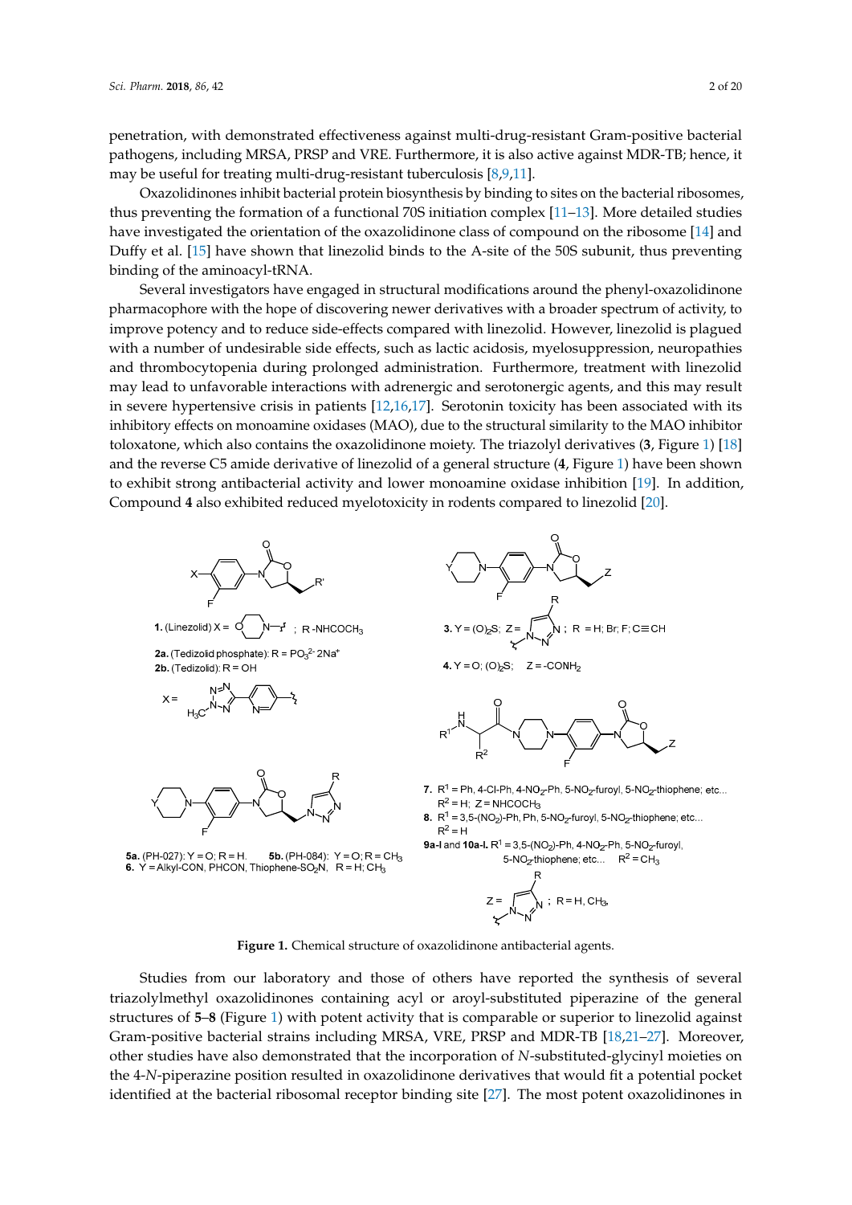penetration, with demonstrated effectiveness against multi-drug-resistant Gram-positive bacterial pathogens, including MRSA, PRSP and VRE. Furthermore, it is also active against MDR-TB; hence, it may be useful for treating multi-drug-resistant tuberculosis [8,9,11].

Oxazolidinones inhibit bacterial protein biosynthesis by binding to sites on the bacterial ribosomes, thus preventing the formation of a functional 70S initiation complex [11–13]. More detailed studies have investigated the orientation of the oxazolidinone class of compound on the ribosome [14] and Duffy et al. [15] have shown that linezolid binds to the A-site of the 50S subunit, thus preventing binding of the aminoacyl-tRNA.

Several investigators have engaged in structural modifications around the phenyl-oxazolidinone pharmacophore with the hope of discovering newer derivatives with a broader spectrum of activity, to improve potency and to reduce side-effects compared with linezolid. However, linezolid is plagued with a number of undesirable side effects, such as lactic acidosis, myelosuppression, neuropathies and thrombocytopenia during prolonged administration. Furthermore, treatment with linezolid may lead to unfavorable interactions with adrenergic and serotonergic agents, and this may result in severe hypertensive crisis in patients [12,16,17]. Serotonin toxicity has been associated with its inhibitory effects on monoamine oxidases (MAO), due to the structural similarity to the MAO inhibitor toloxatone, which also contains the oxazolidinone moiety. The triazolyl derivatives (**3**, Figure 1) [18] and the reverse C5 amide derivative of linezolid of a general structure (**4**, Figure 1) have been shown to exhibit strong antibacterial activity and lower monoamine oxidase inhibition [19]. In addition, Compound **4** also exhibited reduced myelotoxicity in rodents compared to linezolid [20].

**Figure 1.** Chemical structure of oxazolidinone antibacterial agents.

Studies from our laboratory and those of others have reported the synthesis of several triazolylmethyl oxazolidinones containing acyl or aroyl-substituted piperazine of the general structures of **5**–**8** (Figure 1) with potent activity that is comparable or superior to linezolid against Gram-positive bacterial strains including MRSA, VRE, PRSP and MDR-TB [18,21–27]. Moreover, other studies have also demonstrated that the incorporation of *N*-substituted-glycinyl moieties on the 4-*N*-piperazine position resulted in oxazolidinone derivatives that would fit a potential pocket identified at the bacterial ribosomal receptor binding site [27]. The most potent oxazolidinones in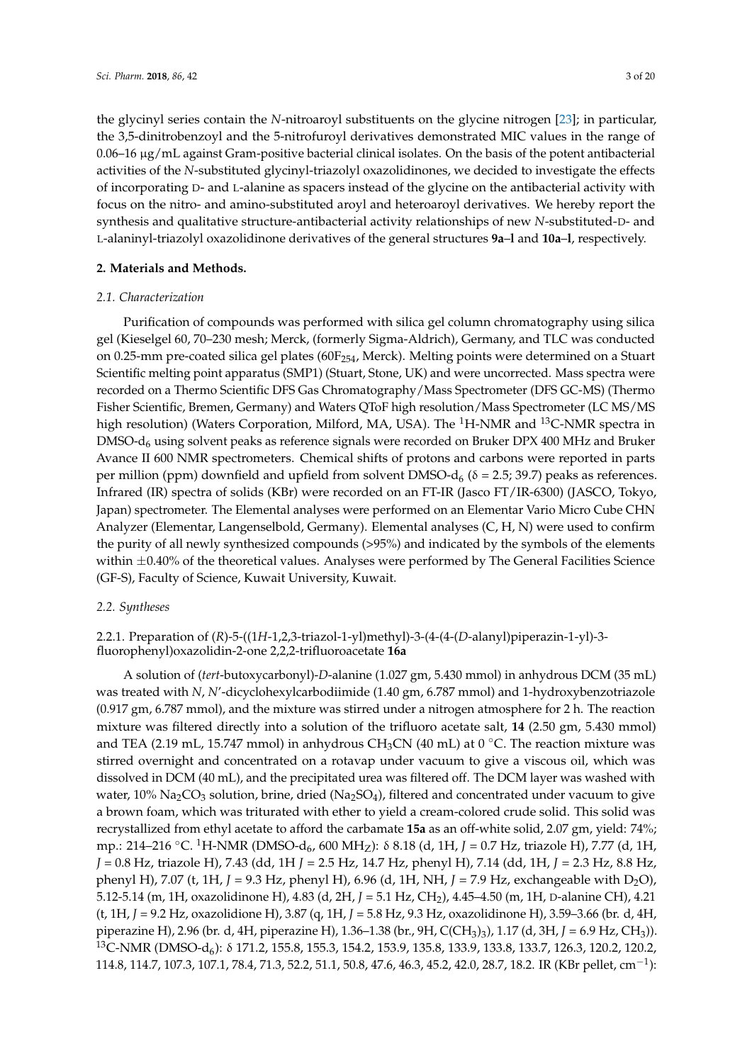the glycinyl series contain the *N*-nitroaroyl substituents on the glycine nitrogen [23]; in particular, the 3,5-dinitrobenzoyl and the 5-nitrofuroyl derivatives demonstrated MIC values in the range of 0.06–16 μg/mL against Gram-positive bacterial clinical isolates. On the basis of the potent antibacterial activities of the *N*-substituted glycinyl-triazolyl oxazolidinones, we decided to investigate the effects of incorporating D- and L-alanine as spacers instead of the glycine on the antibacterial activity with focus on the nitro- and amino-substituted aroyl and heteroaroyl derivatives. We hereby report the synthesis and qualitative structure-antibacterial activity relationships of new *N*-substituted-D- and L-alaninyl-triazolyl oxazolidinone derivatives of the general structures **9a–l** and **10a–l**, respectively.

## 2. Materials and Methods.

### 2.1. Characterization

Purification of compounds was performed with silica gel column chromatography using silica gel (Kieselgel 60, 70–230 mesh; Merck, (formerly Sigma-Aldrich), Germany, and TLC was conducted on 0.25-mm pre-coated silica gel plates ($60F_{254}$, Merck). Melting points were determined on a Stuart Scientific melting point apparatus (SMP1) (Stuart, Stone, UK) and were uncorrected. Mass spectra were recorded on a Thermo Scientific DFS Gas Chromatography/Mass Spectrometer (DFS GC-MS) (Thermo Fisher Scientific, Bremen, Germany) and Waters QToF high resolution/Mass Spectrometer (LC MS/MS high resolution) (Waters Corporation, Milford, MA, USA). The $^{1}$H-NMR and $^{13}$C-NMR spectra in DMSO-$d_6$ using solvent peaks as reference signals were recorded on Bruker DPX 400 MHz and Bruker Avance II 600 NMR spectrometers. Chemical shifts of protons and carbons were reported in parts per million (ppm) downfield and upfield from solvent DMSO-$d_6$ (δ = 2.5; 39.7) peaks as references. Infrared (IR) spectra of solids (KBr) were recorded on an FT-IR (Jasco FT/IR-6300) (JASCO, Tokyo, Japan) spectrometer. The Elemental analyses were performed on an Elementar Vario Micro Cube CHN Analyzer (Elementar, Langenselbold, Germany). Elemental analyses (C, H, N) were used to confirm the purity of all newly synthesized compounds (>95%) and indicated by the symbols of the elements within ±0.40% of the theoretical values. Analyses were performed by The General Facilities Science (GF-S), Faculty of Science, Kuwait University, Kuwait.

### 2.2. Syntheses

#### 2.2.1. Preparation of (*R*)-5-((1*H*-1,2,3-triazol-1-yl)methyl)-3-(4-(4-(*D*-alanyl)piperazin-1-yl)-3-fluorophenyl)oxazolidin-2-one 2,2,2-trifluoroacetate **16a**

A solution of (*tert*-butoxycarbonyl)-*D*-alanine (1.027 gm, 5.430 mmol) in anhydrous DCM (35 mL) was treated with *N*, *N*′-dicyclohexylcarbodiimide (1.40 gm, 6.787 mmol) and 1-hydroxybenzotriazole (0.917 gm, 6.787 mmol), and the mixture was stirred under a nitrogen atmosphere for 2 h. The reaction mixture was filtered directly into a solution of the trifluoro acetate salt, **14** (2.50 gm, 5.430 mmol) and TEA (2.19 mL, 15.747 mmol) in anhydrous $CH_3CN$ (40 mL) at 0 °C. The reaction mixture was stirred overnight and concentrated on a rotavap under vacuum to give a viscous oil, which was dissolved in DCM (40 mL), and the precipitated urea was filtered off. The DCM layer was washed with water, 10% $Na_2CO_3$ solution, brine, dried ($Na_2SO_4$), filtered and concentrated under vacuum to give a brown foam, which was triturated with ether to yield a cream-colored crude solid. This solid was recrystallized from ethyl acetate to afford the carbamate **15a** as an off-white solid, 2.07 gm, yield: 74%; mp.: 214–216 °C. $^{1}$H-NMR (DMSO-$d_6$, 600 MH$_Z$): δ 8.18 (d, 1H, *J* = 0.7 Hz, triazole H), 7.77 (d, 1H, *J* = 0.8 Hz, triazole H), 7.43 (dd, 1H *J* = 2.5 Hz, 14.7 Hz, phenyl H), 7.14 (dd, 1H, *J* = 2.3 Hz, 8.8 Hz, phenyl H), 7.07 (t, 1H, *J* = 9.3 Hz, phenyl H), 6.96 (d, 1H, NH, *J* = 7.9 Hz, exchangeable with $D_2O$), 5.12-5.14 (m, 1H, oxazolidinone H), 4.83 (d, 2H, *J* = 5.1 Hz, $CH_2$), 4.45–4.50 (m, 1H, D-alanine CH), 4.21 (t, 1H, *J* = 9.2 Hz, oxazolidione H), 3.87 (q, 1H, *J* = 5.8 Hz, 9.3 Hz, oxazolidinone H), 3.59–3.66 (br. d, 4H, piperazine H), 2.96 (br. d, 4H, piperazine H), 1.36–1.38 (br., 9H, $C(CH_3)_3$), 1.17 (d, 3H, *J* = 6.9 Hz, $CH_3$)). $^{13}$C-NMR (DMSO-$d_6$): δ 171.2, 155.8, 155.3, 154.2, 153.9, 135.8, 133.9, 133.8, 133.7, 126.3, 120.2, 120.2, 114.8, 114.7, 107.3, 107.1, 78.4, 71.3, 52.2, 51.1, 50.8, 47.6, 46.3, 45.2, 42.0, 28.7, 18.2. IR (KBr pellet, $cm^{-1}$):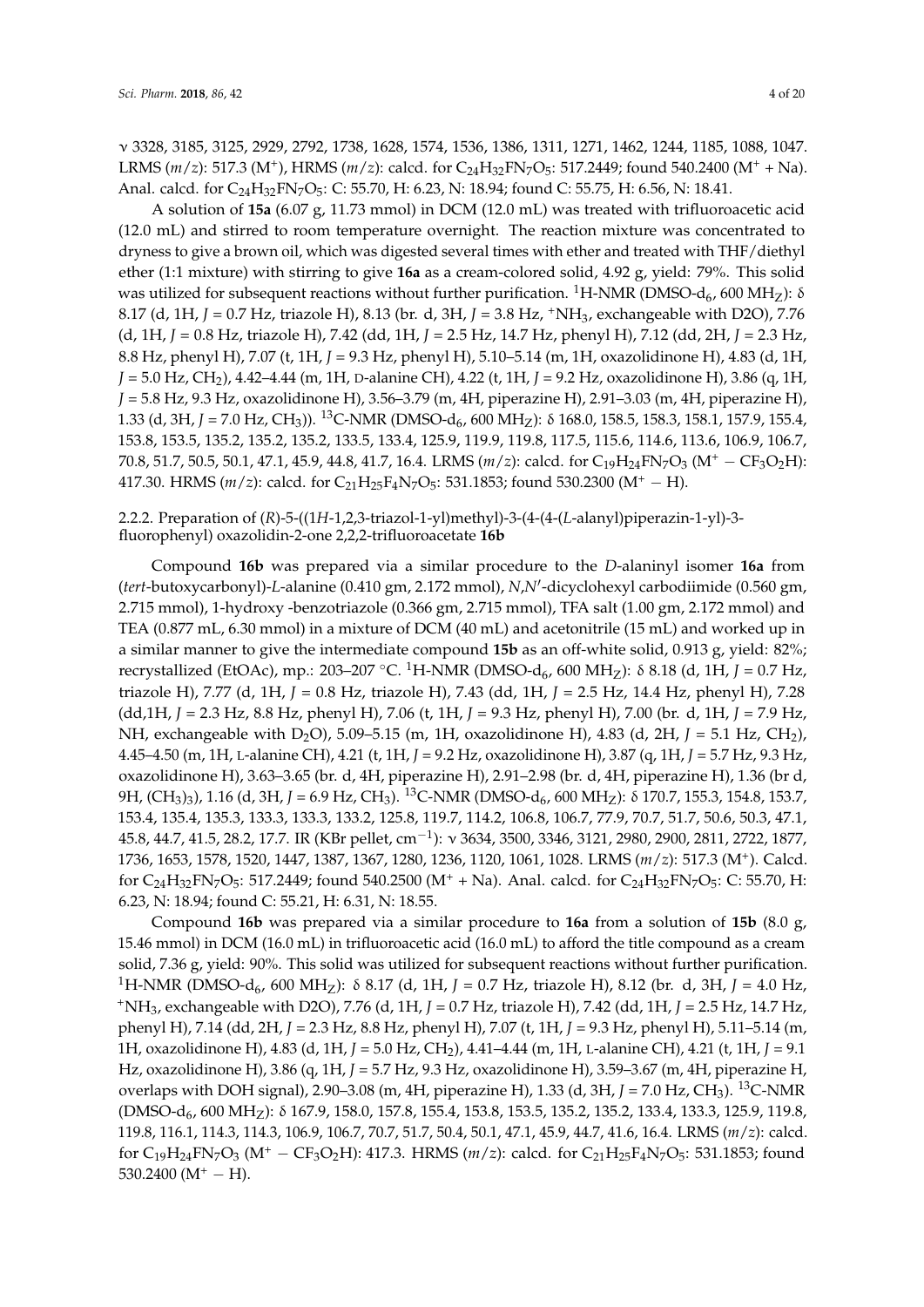ν 3328, 3185, 3125, 2929, 2792, 1738, 1628, 1574, 1536, 1386, 1311, 1271, 1462, 1244, 1185, 1088, 1047. LRMS (*m*/*z*): 517.3 ($M^+$), HRMS (*m*/*z*): calcd. for $C_{24}H_{32}FN_7O_5$: 517.2449; found 540.2400 ($M^+$ + Na). Anal. calcd. for $C_{24}H_{32}FN_7O_5$: C: 55.70, H: 6.23, N: 18.94; found C: 55.75, H: 6.56, N: 18.41.

A solution of **15a** (6.07 g, 11.73 mmol) in DCM (12.0 mL) was treated with trifluoroacetic acid (12.0 mL) and stirred to room temperature overnight. The reaction mixture was concentrated to dryness to give a brown oil, which was digested several times with ether and treated with THF/diethyl ether (1:1 mixture) with stirring to give **16a** as a cream-colored solid, 4.92 g, yield: 79%. This solid was utilized for subsequent reactions without further purification. $^1$H-NMR (DMSO-$d_6$, 600 MH$_Z$): δ 8.17 (d, 1H, *J* = 0.7 Hz, triazole H), 8.13 (br. d, 3H, *J* = 3.8 Hz, $^+NH_3$, exchangeable with D2O), 7.76 (d, 1H, *J* = 0.8 Hz, triazole H), 7.42 (dd, 1H, *J* = 2.5 Hz, 14.7 Hz, phenyl H), 7.12 (dd, 2H, *J* = 2.3 Hz, 8.8 Hz, phenyl H), 7.07 (t, 1H, *J* = 9.3 Hz, phenyl H), 5.10–5.14 (m, 1H, oxazolidinone H), 4.83 (d, 1H, *J* = 5.0 Hz, $CH_2$), 4.42–4.44 (m, 1H, D-alanine CH), 4.22 (t, 1H, *J* = 9.2 Hz, oxazolidinone H), 3.86 (q, 1H, *J* = 5.8 Hz, 9.3 Hz, oxazolidinone H), 3.56–3.79 (m, 4H, piperazine H), 2.91–3.03 (m, 4H, piperazine H), 1.33 (d, 3H, *J* = 7.0 Hz, $CH_3$)). $^{13}$C-NMR (DMSO-$d_6$, 600 MH$_Z$): δ 168.0, 158.5, 158.3, 158.1, 157.9, 155.4, 153.8, 153.5, 135.2, 135.2, 135.2, 133.5, 133.4, 125.9, 119.9, 119.8, 117.5, 115.6, 114.6, 113.6, 106.9, 106.7, 70.8, 51.7, 50.5, 50.1, 47.1, 45.9, 44.8, 41.7, 16.4. LRMS (*m*/*z*): calcd. for $C_{19}H_{24}FN_7O_3$ ($M^+ - CF_3O_2H$): 417.30. HRMS (*m*/*z*): calcd. for $C_{21}H_{25}F_4N_7O_5$: 531.1853; found 530.2300 ($M^+$ − H).

### 2.2.2. Preparation of (*R*)-5-((1*H*-1,2,3-triazol-1-yl)methyl)-3-(4-(4-(*L*-alanyl)piperazin-1-yl)-3-fluorophenyl) oxazolidin-2-one 2,2,2-trifluoroacetate 16b

Compound **16b** was prepared via a similar procedure to the *D*-alaninyl isomer **16a** from (*tert*-butoxycarbonyl)-*L*-alanine (0.410 gm, 2.172 mmol), *N*,*N*′-dicyclohexyl carbodiimide (0.560 gm, 2.715 mmol), 1-hydroxy -benzotriazole (0.366 gm, 2.715 mmol), TFA salt (1.00 gm, 2.172 mmol) and TEA (0.877 mL, 6.30 mmol) in a mixture of DCM (40 mL) and acetonitrile (15 mL) and worked up in a similar manner to give the intermediate compound **15b** as an off-white solid, 0.913 g, yield: 82%; recrystallized (EtOAc), mp.: 203–207 °C. $^1$H-NMR (DMSO-$d_6$, 600 MH$_Z$): δ 8.18 (d, 1H, *J* = 0.7 Hz, triazole H), 7.77 (d, 1H, *J* = 0.8 Hz, triazole H), 7.43 (dd, 1H, *J* = 2.5 Hz, 14.4 Hz, phenyl H), 7.28 (dd,1H, *J* = 2.3 Hz, 8.8 Hz, phenyl H), 7.06 (t, 1H, *J* = 9.3 Hz, phenyl H), 7.00 (br. d, 1H, *J* = 7.9 Hz, NH, exchangeable with $D_2O$), 5.09–5.15 (m, 1H, oxazolidinone H), 4.83 (d, 2H, *J* = 5.1 Hz, $CH_2$), 4.45–4.50 (m, 1H, L-alanine CH), 4.21 (t, 1H, *J* = 9.2 Hz, oxazolidinone H), 3.87 (q, 1H, *J* = 5.7 Hz, 9.3 Hz, oxazolidinone H), 3.63–3.65 (br. d, 4H, piperazine H), 2.91–2.98 (br. d, 4H, piperazine H), 1.36 (br d, 9H, $(CH_3)_3$), 1.16 (d, 3H, *J* = 6.9 Hz, $CH_3$). $^{13}$C-NMR (DMSO-$d_6$, 600 MH$_Z$): δ 170.7, 155.3, 154.8, 153.7, 153.4, 135.4, 135.3, 133.3, 133.3, 133.2, 125.8, 119.7, 114.2, 106.8, 106.7, 77.9, 70.7, 51.7, 50.6, 50.3, 47.1, 45.8, 44.7, 41.5, 28.2, 17.7. IR (KBr pellet, cm$^{-1}$): ν 3634, 3500, 3346, 3121, 2980, 2900, 2811, 2722, 1877, 1736, 1653, 1578, 1520, 1447, 1387, 1367, 1280, 1236, 1120, 1061, 1028. LRMS (*m*/*z*): 517.3 ($M^+$). Calcd. for $C_{24}H_{32}FN_7O_5$: 517.2449; found 540.2500 ($M^+$ + Na). Anal. calcd. for $C_{24}H_{32}FN_7O_5$: C: 55.70, H: 6.23, N: 18.94; found C: 55.21, H: 6.31, N: 18.55.

Compound **16b** was prepared via a similar procedure to **16a** from a solution of **15b** (8.0 g, 15.46 mmol) in DCM (16.0 mL) in trifluoroacetic acid (16.0 mL) to afford the title compound as a cream solid, 7.36 g, yield: 90%. This solid was utilized for subsequent reactions without further purification. $^1$H-NMR (DMSO-$d_6$, 600 MH$_Z$): δ 8.17 (d, 1H, *J* = 0.7 Hz, triazole H), 8.12 (br. d, 3H, *J* = 4.0 Hz, $^+NH_3$, exchangeable with D2O), 7.76 (d, 1H, *J* = 0.7 Hz, triazole H), 7.42 (dd, 1H, *J* = 2.5 Hz, 14.7 Hz, phenyl H), 7.14 (dd, 2H, *J* = 2.3 Hz, 8.8 Hz, phenyl H), 7.07 (t, 1H, *J* = 9.3 Hz, phenyl H), 5.11–5.14 (m, 1H, oxazolidinone H), 4.83 (d, 1H, *J* = 5.0 Hz, $CH_2$), 4.41–4.44 (m, 1H, L-alanine CH), 4.21 (t, 1H, *J* = 9.1 Hz, oxazolidinone H), 3.86 (q, 1H, *J* = 5.7 Hz, 9.3 Hz, oxazolidinone H), 3.59–3.67 (m, 4H, piperazine H, overlaps with DOH signal), 2.90–3.08 (m, 4H, piperazine H), 1.33 (d, 3H, *J* = 7.0 Hz, $CH_3$). $^{13}$C-NMR (DMSO-$d_6$, 600 MH$_Z$): δ 167.9, 158.0, 157.8, 155.4, 153.8, 153.5, 135.2, 135.2, 133.4, 133.3, 125.9, 119.8, 119.8, 116.1, 114.3, 114.3, 106.9, 106.7, 70.7, 51.7, 50.4, 50.1, 47.1, 45.9, 44.7, 41.6, 16.4. LRMS (*m*/*z*): calcd. for $C_{19}H_{24}FN_7O_3$ ($M^+ - CF_3O_2H$): 417.3. HRMS (*m*/*z*): calcd. for $C_{21}H_{25}F_4N_7O_5$: 531.1853; found 530.2400 ($M^+$ − H).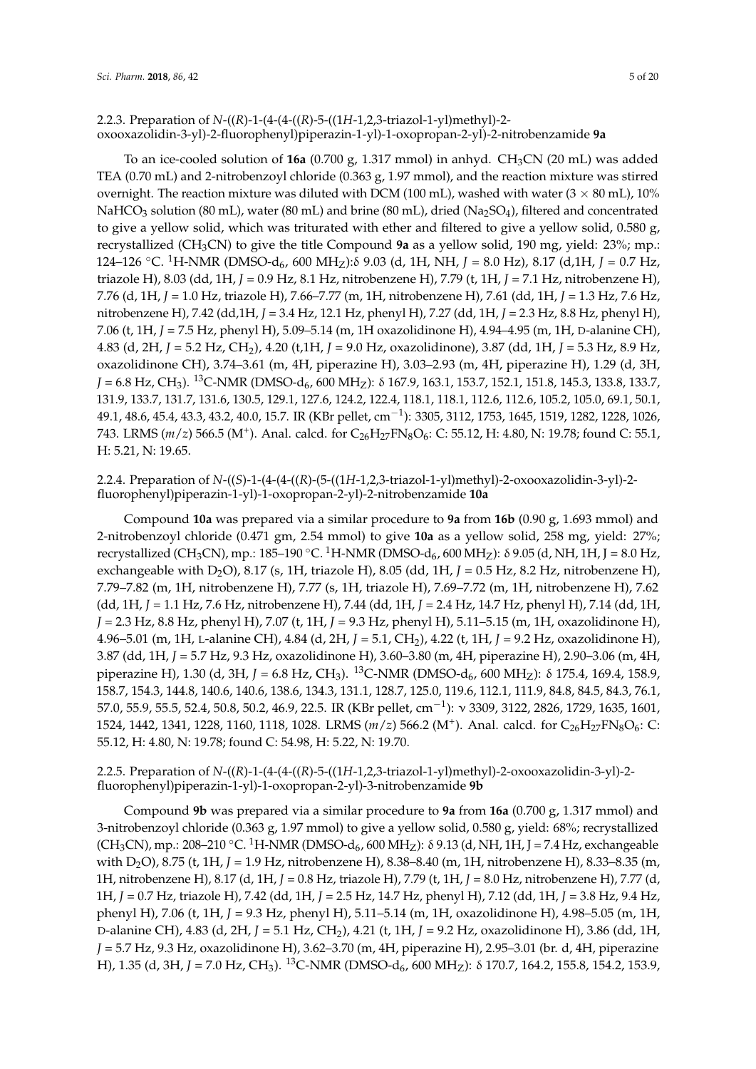### 2.2.3. Preparation of *N*-((*R*)-1-(4-(4-((*R*)-5-((1*H*-1,2,3-triazol-1-yl)methyl)-2-oxooxazolidin-3-yl)-2-fluorophenyl)piperazin-1-yl)-1-oxopropan-2-yl)-2-nitrobenzamide **9a**

To an ice-cooled solution of **16a** (0.700 g, 1.317 mmol) in anhyd. $CH_3CN$ (20 mL) was added TEA (0.70 mL) and 2-nitrobenzoyl chloride (0.363 g, 1.97 mmol), and the reaction mixture was stirred overnight. The reaction mixture was diluted with DCM (100 mL), washed with water (3 × 80 mL), 10% $NaHCO_3$ solution (80 mL), water (80 mL) and brine (80 mL), dried ($Na_2SO_4$), filtered and concentrated to give a yellow solid, which was triturated with ether and filtered to give a yellow solid, 0.580 g, recrystallized ($CH_3CN$) to give the title Compound **9a** as a yellow solid, 190 mg, yield: 23%; mp.: 124–126 °C. $^1$H-NMR (DMSO-$d_6$, 600 MH$_Z$):δ 9.03 (d, 1H, NH, *J* = 8.0 Hz), 8.17 (d,1H, *J* = 0.7 Hz, triazole H), 8.03 (dd, 1H, *J* = 0.9 Hz, 8.1 Hz, nitrobenzene H), 7.79 (t, 1H, *J* = 7.1 Hz, nitrobenzene H), 7.76 (d, 1H, *J* = 1.0 Hz, triazole H), 7.66–7.77 (m, 1H, nitrobenzene H), 7.61 (dd, 1H, *J* = 1.3 Hz, 7.6 Hz, nitrobenzene H), 7.42 (dd,1H, *J* = 3.4 Hz, 12.1 Hz, phenyl H), 7.27 (dd, 1H, *J* = 2.3 Hz, 8.8 Hz, phenyl H), 7.06 (t, 1H, *J* = 7.5 Hz, phenyl H), 5.09–5.14 (m, 1H oxazolidinone H), 4.94–4.95 (m, 1H, D-alanine CH), 4.83 (d, 2H, *J* = 5.2 Hz, $CH_2$), 4.20 (t,1H, *J* = 9.0 Hz, oxazolidinone), 3.87 (dd, 1H, *J* = 5.3 Hz, 8.9 Hz, oxazolidinone CH), 3.74–3.61 (m, 4H, piperazine H), 3.03–2.93 (m, 4H, piperazine H), 1.29 (d, 3H, *J* = 6.8 Hz, $CH_3$). $^{13}$C-NMR (DMSO-$d_6$, 600 MH$_Z$): δ 167.9, 163.1, 153.7, 152.1, 151.8, 145.3, 133.8, 133.7, 131.9, 133.7, 131.7, 131.6, 130.5, 129.1, 127.6, 124.2, 122.4, 118.1, 118.1, 112.6, 112.6, 105.2, 105.0, 69.1, 50.1, 49.1, 48.6, 45.4, 43.3, 43.2, 40.0, 15.7. IR (KBr pellet, cm$^{-1}$): 3305, 3112, 1753, 1645, 1519, 1282, 1228, 1026, 743. LRMS (*m*/*z*) 566.5 (M$^+$). Anal. calcd. for $C_{26}H_{27}FN_8O_6$: C: 55.12, H: 4.80, N: 19.78; found C: 55.1, H: 5.21, N: 19.65.

### 2.2.4. Preparation of *N*-((*S*)-1-(4-(4-((*R*)-(5-((1*H*-1,2,3-triazol-1-yl)methyl)-2-oxooxazolidin-3-yl)-2-fluorophenyl)piperazin-1-yl)-1-oxopropan-2-yl)-2-nitrobenzamide **10a**

Compound **10a** was prepared via a similar procedure to **9a** from **16b** (0.90 g, 1.693 mmol) and 2-nitrobenzoyl chloride (0.471 gm, 2.54 mmol) to give **10a** as a yellow solid, 258 mg, yield: 27%; recrystallized ($CH_3CN$), mp.: 185–190 °C. $^1$H-NMR (DMSO-$d_6$, 600 MH$_Z$): δ 9.05 (d, NH, 1H, J = 8.0 Hz, exchangeable with $D_2O$), 8.17 (s, 1H, triazole H), 8.05 (dd, 1H, *J* = 0.5 Hz, 8.2 Hz, nitrobenzene H), 7.79–7.82 (m, 1H, nitrobenzene H), 7.77 (s, 1H, triazole H), 7.69–7.72 (m, 1H, nitrobenzene H), 7.62 (dd, 1H, *J* = 1.1 Hz, 7.6 Hz, nitrobenzene H), 7.44 (dd, 1H, *J* = 2.4 Hz, 14.7 Hz, phenyl H), 7.14 (dd, 1H, *J* = 2.3 Hz, 8.8 Hz, phenyl H), 7.07 (t, 1H, *J* = 9.3 Hz, phenyl H), 5.11–5.15 (m, 1H, oxazolidinone H), 4.96–5.01 (m, 1H, L-alanine CH), 4.84 (d, 2H, *J* = 5.1, $CH_2$), 4.22 (t, 1H, *J* = 9.2 Hz, oxazolidinone H), 3.87 (dd, 1H, *J* = 5.7 Hz, 9.3 Hz, oxazolidinone H), 3.60–3.80 (m, 4H, piperazine H), 2.90–3.06 (m, 4H, piperazine H), 1.30 (d, 3H, *J* = 6.8 Hz, $CH_3$). $^{13}$C-NMR (DMSO-$d_6$, 600 MH$_Z$): δ 175.4, 169.4, 158.9, 158.7, 154.3, 144.8, 140.6, 140.6, 138.6, 134.3, 131.1, 128.7, 125.0, 119.6, 112.1, 111.9, 84.8, 84.5, 84.3, 76.1, 57.0, 55.9, 55.5, 52.4, 50.8, 50.2, 46.9, 22.5. IR (KBr pellet, cm$^{-1}$): ν 3309, 3122, 2826, 1729, 1635, 1601, 1524, 1442, 1341, 1228, 1160, 1118, 1028. LRMS (*m*/*z*) 566.2 (M$^+$). Anal. calcd. for $C_{26}H_{27}FN_8O_6$: C: 55.12, H: 4.80, N: 19.78; found C: 54.98, H: 5.22, N: 19.70.

### 2.2.5. Preparation of *N*-((*R*)-1-(4-(4-((*R*)-5-((1*H*-1,2,3-triazol-1-yl)methyl)-2-oxooxazolidin-3-yl)-2-fluorophenyl)piperazin-1-yl)-1-oxopropan-2-yl)-3-nitrobenzamide **9b**

Compound **9b** was prepared via a similar procedure to **9a** from **16a** (0.700 g, 1.317 mmol) and 3-nitrobenzoyl chloride (0.363 g, 1.97 mmol) to give a yellow solid, 0.580 g, yield: 68%; recrystallized ($CH_3CN$), mp.: 208–210 °C. $^1$H-NMR (DMSO-$d_6$, 600 MH$_Z$): δ 9.13 (d, NH, 1H, J = 7.4 Hz, exchangeable with $D_2O$), 8.75 (t, 1H, *J* = 1.9 Hz, nitrobenzene H), 8.38–8.40 (m, 1H, nitrobenzene H), 8.33–8.35 (m, 1H, nitrobenzene H), 8.17 (d, 1H, *J* = 0.8 Hz, triazole H), 7.79 (t, 1H, *J* = 8.0 Hz, nitrobenzene H), 7.77 (d, 1H, *J* = 0.7 Hz, triazole H), 7.42 (dd, 1H, *J* = 2.5 Hz, 14.7 Hz, phenyl H), 7.12 (dd, 1H, *J* = 3.8 Hz, 9.4 Hz, phenyl H), 7.06 (t, 1H, *J* = 9.3 Hz, phenyl H), 5.11–5.14 (m, 1H, oxazolidinone H), 4.98–5.05 (m, 1H, D-alanine CH), 4.83 (d, 2H, *J* = 5.1 Hz, $CH_2$), 4.21 (t, 1H, *J* = 9.2 Hz, oxazolidinone H), 3.86 (dd, 1H, *J* = 5.7 Hz, 9.3 Hz, oxazolidinone H), 3.62–3.70 (m, 4H, piperazine H), 2.95–3.01 (br. d, 4H, piperazine H), 1.35 (d, 3H, *J* = 7.0 Hz, $CH_3$). $^{13}$C-NMR (DMSO-$d_6$, 600 MH$_Z$): δ 170.7, 164.2, 155.8, 154.2, 153.9,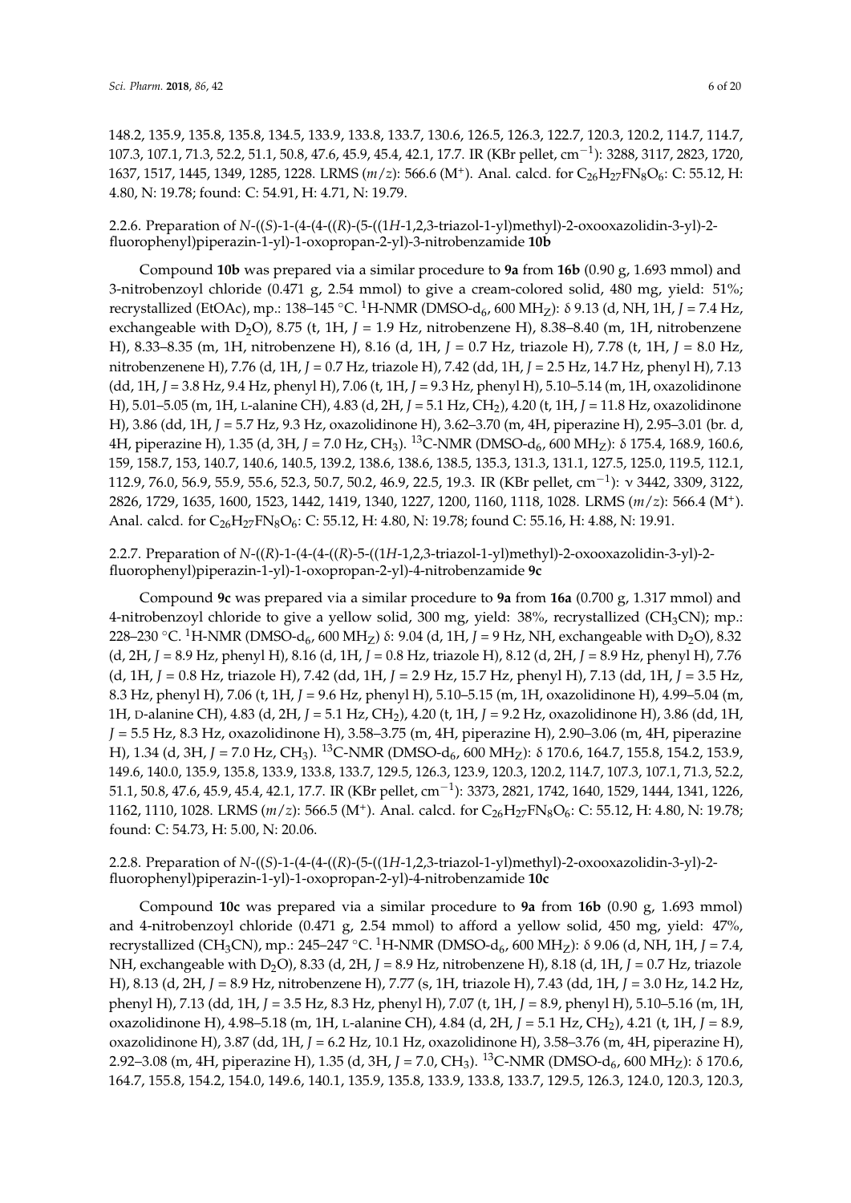148.2, 135.9, 135.8, 135.8, 134.5, 133.9, 133.8, 133.7, 130.6, 126.5, 126.3, 122.7, 120.3, 120.2, 114.7, 114.7, 107.3, 107.1, 71.3, 52.2, 51.1, 50.8, 47.6, 45.9, 45.4, 42.1, 17.7. IR (KBr pellet, $cm^{-1}$): 3288, 3117, 2823, 1720, 1637, 1517, 1445, 1349, 1285, 1228. LRMS (*m*/*z*): 566.6 ($M^+$). Anal. calcd. for $C_{26}H_{27}FN_8O_6$: C: 55.12, H: 4.80, N: 19.78; found: C: 54.91, H: 4.71, N: 19.79.

2.2.6. Preparation of *N*-((*S*)-1-(4-(4-((*R*)-(5-((1*H*-1,2,3-triazol-1-yl)methyl)-2-oxooxazolidin-3-yl)-2-fluorophenyl)piperazin-1-yl)-1-oxopropan-2-yl)-3-nitrobenzamide **10b**

Compound **10b** was prepared via a similar procedure to **9a** from **16b** (0.90 g, 1.693 mmol) and 3-nitrobenzoyl chloride (0.471 g, 2.54 mmol) to give a cream-colored solid, 480 mg, yield: 51%; recrystallized (EtOAc), mp.: 138–145 °C. $^1$H-NMR (DMSO-$d_6$, 600 $MH_Z$): δ 9.13 (d, NH, 1H, *J* = 7.4 Hz, exchangeable with $D_2O$), 8.75 (t, 1H, *J* = 1.9 Hz, nitrobenzene H), 8.38–8.40 (m, 1H, nitrobenzene H), 8.33–8.35 (m, 1H, nitrobenzene H), 8.16 (d, 1H, *J* = 0.7 Hz, triazole H), 7.78 (t, 1H, *J* = 8.0 Hz, nitrobenzenene H), 7.76 (d, 1H, *J* = 0.7 Hz, triazole H), 7.42 (dd, 1H, *J* = 2.5 Hz, 14.7 Hz, phenyl H), 7.13 (dd, 1H, *J* = 3.8 Hz, 9.4 Hz, phenyl H), 7.06 (t, 1H, *J* = 9.3 Hz, phenyl H), 5.10–5.14 (m, 1H, oxazolidinone H), 5.01–5.05 (m, 1H, L-alanine CH), 4.83 (d, 2H, *J* = 5.1 Hz, $CH_2$), 4.20 (t, 1H, *J* = 11.8 Hz, oxazolidinone H), 3.86 (dd, 1H, *J* = 5.7 Hz, 9.3 Hz, oxazolidinone H), 3.62–3.70 (m, 4H, piperazine H), 2.95–3.01 (br. d, 4H, piperazine H), 1.35 (d, 3H, *J* = 7.0 Hz, $CH_3$). $^{13}$C-NMR (DMSO-$d_6$, 600 $MH_Z$): δ 175.4, 168.9, 160.6, 159, 158.7, 153, 140.7, 140.6, 140.5, 139.2, 138.6, 138.6, 138.5, 135.3, 131.3, 131.1, 127.5, 125.0, 119.5, 112.1, 112.9, 76.0, 56.9, 55.9, 55.6, 52.3, 50.7, 50.2, 46.9, 22.5, 19.3. IR (KBr pellet, $cm^{-1}$): ν 3442, 3309, 3122, 2826, 1729, 1635, 1600, 1523, 1442, 1419, 1340, 1227, 1200, 1160, 1118, 1028. LRMS (*m*/*z*): 566.4 ($M^+$). Anal. calcd. for $C_{26}H_{27}FN_8O_6$: C: 55.12, H: 4.80, N: 19.78; found C: 55.16, H: 4.88, N: 19.91.

2.2.7. Preparation of *N*-((*R*)-1-(4-(4-((*R*)-5-((1*H*-1,2,3-triazol-1-yl)methyl)-2-oxooxazolidin-3-yl)-2-fluorophenyl)piperazin-1-yl)-1-oxopropan-2-yl)-4-nitrobenzamide **9c**

Compound **9c** was prepared via a similar procedure to **9a** from **16a** (0.700 g, 1.317 mmol) and 4-nitrobenzoyl chloride to give a yellow solid, 300 mg, yield: 38%, recrystallized ($CH_3CN$); mp.: 228–230 °C. $^1$H-NMR (DMSO-$d_6$, 600 $MH_Z$) δ: 9.04 (d, 1H, *J* = 9 Hz, NH, exchangeable with $D_2O$), 8.32 (d, 2H, *J* = 8.9 Hz, phenyl H), 8.16 (d, 1H, *J* = 0.8 Hz, triazole H), 8.12 (d, 2H, *J* = 8.9 Hz, phenyl H), 7.76 (d, 1H, *J* = 0.8 Hz, triazole H), 7.42 (dd, 1H, *J* = 2.9 Hz, 15.7 Hz, phenyl H), 7.13 (dd, 1H, *J* = 3.5 Hz, 8.3 Hz, phenyl H), 7.06 (t, 1H, *J* = 9.6 Hz, phenyl H), 5.10–5.15 (m, 1H, oxazolidinone H), 4.99–5.04 (m, 1H, D-alanine CH), 4.83 (d, 2H, *J* = 5.1 Hz, $CH_2$), 4.20 (t, 1H, *J* = 9.2 Hz, oxazolidinone H), 3.86 (dd, 1H, *J* = 5.5 Hz, 8.3 Hz, oxazolidinone H), 3.58–3.75 (m, 4H, piperazine H), 2.90–3.06 (m, 4H, piperazine H), 1.34 (d, 3H, *J* = 7.0 Hz, $CH_3$). $^{13}$C-NMR (DMSO-$d_6$, 600 $MH_Z$): δ 170.6, 164.7, 155.8, 154.2, 153.9, 149.6, 140.0, 135.9, 135.8, 133.9, 133.8, 133.7, 129.5, 126.3, 123.9, 120.3, 120.2, 114.7, 107.3, 107.1, 71.3, 52.2, 51.1, 50.8, 47.6, 45.9, 45.4, 42.1, 17.7. IR (KBr pellet, $cm^{-1}$): 3373, 2821, 1742, 1640, 1529, 1444, 1341, 1226, 1162, 1110, 1028. LRMS (*m*/*z*): 566.5 ($M^+$). Anal. calcd. for $C_{26}H_{27}FN_8O_6$: C: 55.12, H: 4.80, N: 19.78; found: C: 54.73, H: 5.00, N: 20.06.

2.2.8. Preparation of *N*-((*S*)-1-(4-(4-((*R*)-(5-((1*H*-1,2,3-triazol-1-yl)methyl)-2-oxooxazolidin-3-yl)-2-fluorophenyl)piperazin-1-yl)-1-oxopropan-2-yl)-4-nitrobenzamide **10c**

Compound **10c** was prepared via a similar procedure to **9a** from **16b** (0.90 g, 1.693 mmol) and 4-nitrobenzoyl chloride (0.471 g, 2.54 mmol) to afford a yellow solid, 450 mg, yield: 47%, recrystallized ($CH_3CN$), mp.: 245–247 °C. $^1$H-NMR (DMSO-$d_6$, 600 $MH_Z$): δ 9.06 (d, NH, 1H, *J* = 7.4, NH, exchangeable with $D_2O$), 8.33 (d, 2H, *J* = 8.9 Hz, nitrobenzene H), 8.18 (d, 1H, *J* = 0.7 Hz, triazole H), 8.13 (d, 2H, *J* = 8.9 Hz, nitrobenzene H), 7.77 (s, 1H, triazole H), 7.43 (dd, 1H, *J* = 3.0 Hz, 14.2 Hz, phenyl H), 7.13 (dd, 1H, *J* = 3.5 Hz, 8.3 Hz, phenyl H), 7.07 (t, 1H, *J* = 8.9, phenyl H), 5.10–5.16 (m, 1H, oxazolidinone H), 4.98–5.18 (m, 1H, L-alanine CH), 4.84 (d, 2H, *J* = 5.1 Hz, $CH_2$), 4.21 (t, 1H, *J* = 8.9, oxazolidinone H), 3.87 (dd, 1H, *J* = 6.2 Hz, 10.1 Hz, oxazolidinone H), 3.58–3.76 (m, 4H, piperazine H), 2.92–3.08 (m, 4H, piperazine H), 1.35 (d, 3H, *J* = 7.0, $CH_3$). $^{13}$C-NMR (DMSO-$d_6$, 600 $MH_Z$): δ 170.6, 164.7, 155.8, 154.2, 154.0, 149.6, 140.1, 135.9, 135.8, 133.9, 133.8, 133.7, 129.5, 126.3, 124.0, 120.3, 120.3,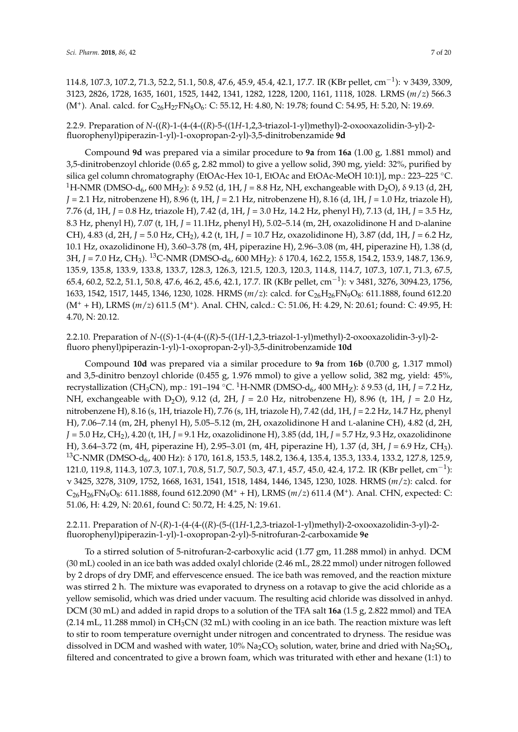114.8, 107.3, 107.2, 71.3, 52.2, 51.1, 50.8, 47.6, 45.9, 45.4, 42.1, 17.7. IR (KBr pellet, $cm^{-1}$): ν 3439, 3309, 3123, 2826, 1728, 1635, 1601, 1525, 1442, 1341, 1282, 1228, 1200, 1161, 1118, 1028. LRMS (*m/z*) 566.3 ($M^+$). Anal. calcd. for $C_{26}H_{27}FN_8O_6$: C: 55.12, H: 4.80, N: 19.78; found C: 54.95, H: 5.20, N: 19.69.

2.2.9. Preparation of *N*-((*R*)-1-(4-(4-((*R*)-5-((1*H*-1,2,3-triazol-1-yl)methyl)-2-oxooxazolidin-3-yl)-2-fluorophenyl)piperazin-1-yl)-1-oxopropan-2-yl)-3,5-dinitrobenzamide **9d**

Compound **9d** was prepared via a similar procedure to **9a** from **16a** (1.00 g, 1.881 mmol) and 3,5-dinitrobenzoyl chloride (0.65 g, 2.82 mmol) to give a yellow solid, 390 mg, yield: 32%, purified by silica gel column chromatography (EtOAc-Hex 10-1, EtOAc and EtOAc-MeOH 10:1)], mp.: 223–225 °C. $^1$H-NMR (DMSO-$d_6$, 600 $MH_Z$): δ 9.52 (d, 1H, *J* = 8.8 Hz, NH, exchangeable with $D_2O$), δ 9.13 (d, 2H, *J* = 2.1 Hz, nitrobenzene H), 8.96 (t, 1H, *J* = 2.1 Hz, nitrobenzene H), 8.16 (d, 1H, *J* = 1.0 Hz, triazole H), 7.76 (d, 1H, *J* = 0.8 Hz, triazole H), 7.42 (d, 1H, *J* = 3.0 Hz, 14.2 Hz, phenyl H), 7.13 (d, 1H, *J* = 3.5 Hz, 8.3 Hz, phenyl H), 7.07 (t, 1H, *J* = 11.1Hz, phenyl H), 5.02–5.14 (m, 2H, oxazolidinone H and D-alanine CH), 4.83 (d, 2H, *J* = 5.0 Hz, $CH_2$), 4.2 (t, 1H, *J* = 10.7 Hz, oxazolidinone H), 3.87 (dd, 1H, *J* = 6.2 Hz, 10.1 Hz, oxazolidinone H), 3.60–3.78 (m, 4H, piperazine H), 2.96–3.08 (m, 4H, piperazine H), 1.38 (d, 3H, *J* = 7.0 Hz, $CH_3$). $^{13}$C-NMR (DMSO-$d_6$, 600 $MH_Z$): δ 170.4, 162.2, 155.8, 154.2, 153.9, 148.7, 136.9, 135.9, 135.8, 133.9, 133.8, 133.7, 128.3, 126.3, 121.5, 120.3, 120.3, 114.8, 114.7, 107.3, 107.1, 71.3, 67.5, 65.4, 60.2, 52.2, 51.1, 50.8, 47.6, 46.2, 45.6, 42.1, 17.7. IR (KBr pellet, $cm^{-1}$): ν 3481, 3276, 3094.23, 1756, 1633, 1542, 1517, 1445, 1346, 1230, 1028. HRMS (*m/z*): calcd. for $C_{26}H_{26}FN_9O_8$: 611.1888, found 612.20 ($M^+$ + H), LRMS (*m/z*) 611.5 ($M^+$). Anal. CHN, calcd.: C: 51.06, H: 4.29, N: 20.61; found: C: 49.95, H: 4.70, N: 20.12.

2.2.10. Preparation of *N*-((*S*)-1-(4-(4-((*R*)-5-((1*H*-1,2,3-triazol-1-yl)methyl)-2-oxooxazolidin-3-yl)-2-fluoro phenyl)piperazin-1-yl)-1-oxopropan-2-yl)-3,5-dinitrobenzamide **10d**

Compound **10d** was prepared via a similar procedure to **9a** from **16b** (0.700 g, 1.317 mmol) and 3,5-dinitro benzoyl chloride (0.455 g, 1.976 mmol) to give a yellow solid, 382 mg, yield: 45%, recrystallization ($CH_3CN$), mp.: 191–194 °C. $^1$H-NMR (DMSO-$d_6$, 400 $MH_Z$): δ 9.53 (d, 1H, *J* = 7.2 Hz, NH, exchangeable with $D_2O$), 9.12 (d, 2H, *J* = 2.0 Hz, nitrobenzene H), 8.96 (t, 1H, *J* = 2.0 Hz, nitrobenzene H), 8.16 (s, 1H, triazole H), 7.76 (s, 1H, triazole H), 7.42 (dd, 1H, *J* = 2.2 Hz, 14.7 Hz, phenyl H), 7.06–7.14 (m, 2H, phenyl H), 5.05–5.12 (m, 2H, oxazolidinone H and L-alanine CH), 4.82 (d, 2H, *J* = 5.0 Hz, $CH_2$), 4.20 (t, 1H, *J* = 9.1 Hz, oxazolidinone H), 3.85 (dd, 1H, *J* = 5.7 Hz, 9.3 Hz, oxazolidinone H), 3.64–3.72 (m, 4H, piperazine H), 2.95–3.01 (m, 4H, piperazine H), 1.37 (d, 3H, *J* = 6.9 Hz, $CH_3$). $^{13}$C-NMR (DMSO-$d_6$, 400 Hz): δ 170, 161.8, 153.5, 148.2, 136.4, 135.4, 135.3, 133.4, 133.2, 127.8, 125.9, 121.0, 119.8, 114.3, 107.3, 107.1, 70.8, 51.7, 50.7, 50.3, 47.1, 45.7, 45.0, 42.4, 17.2. IR (KBr pellet, $cm^{-1}$): ν 3425, 3278, 3109, 1752, 1668, 1631, 1541, 1518, 1484, 1446, 1345, 1230, 1028. HRMS (*m/z*): calcd. for $C_{26}H_{26}FN_9O_8$: 611.1888, found 612.2090 ($M^+$ + H), LRMS (*m/z*) 611.4 ($M^+$). Anal. CHN, expected: C: 51.06, H: 4.29, N: 20.61, found C: 50.72, H: 4.25, N: 19.61.

2.2.11. Preparation of *N*-(*R*)-1-(4-(4-((*R*)-(5-((1*H*-1,2,3-triazol-1-yl)methyl)-2-oxooxazolidin-3-yl)-2-fluorophenyl)piperazin-1-yl)-1-oxopropan-2-yl)-5-nitrofuran-2-carboxamide **9e**

To a stirred solution of 5-nitrofuran-2-carboxylic acid (1.77 gm, 11.288 mmol) in anhyd. DCM (30 mL) cooled in an ice bath was added oxalyl chloride (2.46 mL, 28.22 mmol) under nitrogen followed by 2 drops of dry DMF, and effervescence ensued. The ice bath was removed, and the reaction mixture was stirred 2 h. The mixture was evaporated to dryness on a rotavap to give the acid chloride as a yellow semisolid, which was dried under vacuum. The resulting acid chloride was dissolved in anhyd. DCM (30 mL) and added in rapid drops to a solution of the TFA salt **16a** (1.5 g, 2.822 mmol) and TEA (2.14 mL, 11.288 mmol) in $CH_3CN$ (32 mL) with cooling in an ice bath. The reaction mixture was left to stir to room temperature overnight under nitrogen and concentrated to dryness. The residue was dissolved in DCM and washed with water, 10% $Na_2CO_3$ solution, water, brine and dried with $Na_2SO_4$, filtered and concentrated to give a brown foam, which was triturated with ether and hexane (1:1) to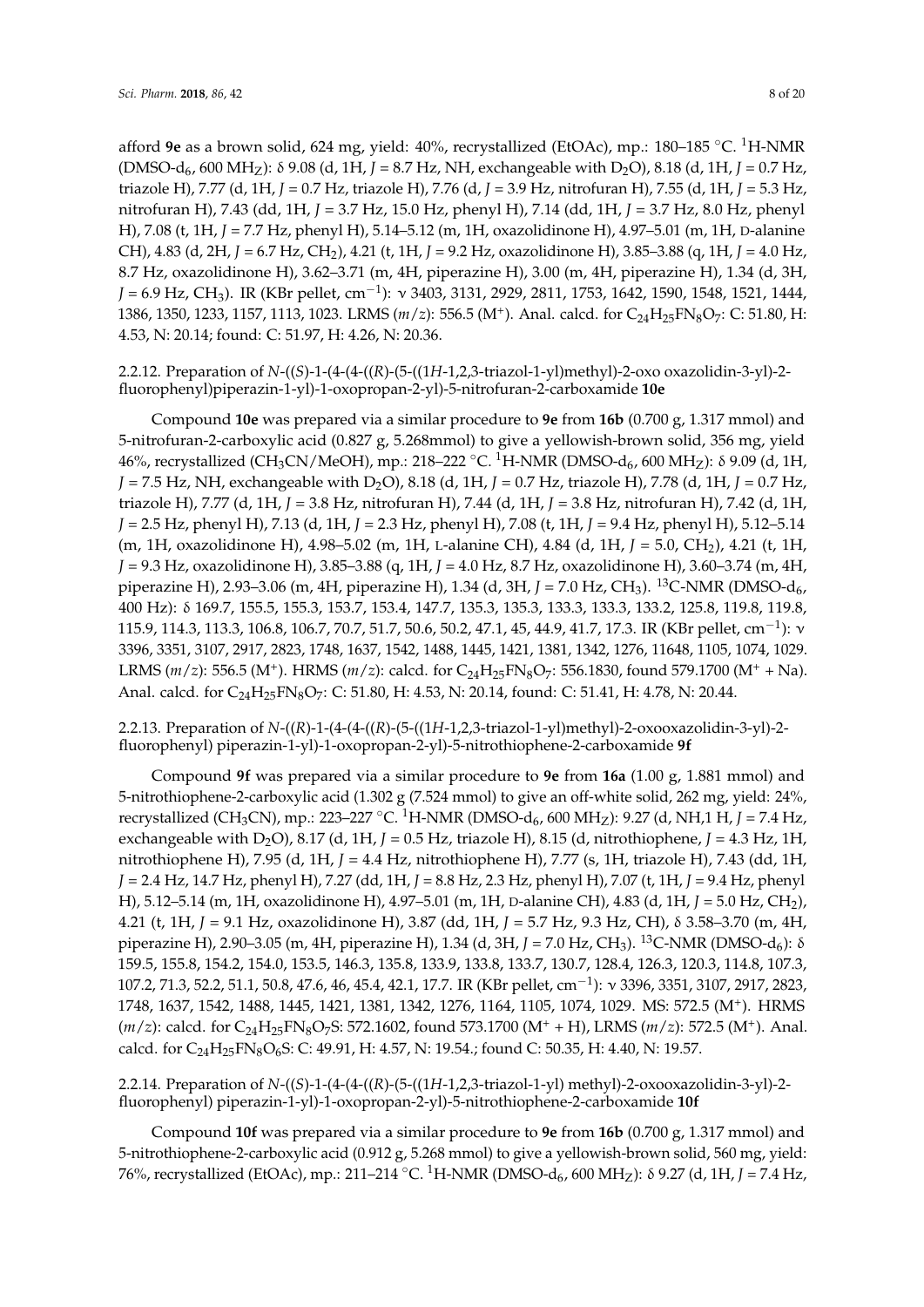afford **9e** as a brown solid, 624 mg, yield: 40%, recrystallized (EtOAc), mp.: 180–185 °C. $^{1}$H-NMR (DMSO-d$_6$, 600 MH$_Z$): δ 9.08 (d, 1H, *J* = 8.7 Hz, NH, exchangeable with D$_2$O), 8.18 (d, 1H, *J* = 0.7 Hz, triazole H), 7.77 (d, 1H, *J* = 0.7 Hz, triazole H), 7.76 (d, *J* = 3.9 Hz, nitrofuran H), 7.55 (d, 1H, *J* = 5.3 Hz, nitrofuran H), 7.43 (dd, 1H, *J* = 3.7 Hz, 15.0 Hz, phenyl H), 7.14 (dd, 1H, *J* = 3.7 Hz, 8.0 Hz, phenyl H), 7.08 (t, 1H, *J* = 7.7 Hz, phenyl H), 5.14–5.12 (m, 1H, oxazolidinone H), 4.97–5.01 (m, 1H, D-alanine CH), 4.83 (d, 2H, *J* = 6.7 Hz, CH$_2$), 4.21 (t, 1H, *J* = 9.2 Hz, oxazolidinone H), 3.85–3.88 (q, 1H, *J* = 4.0 Hz, 8.7 Hz, oxazolidinone H), 3.62–3.71 (m, 4H, piperazine H), 3.00 (m, 4H, piperazine H), 1.34 (d, 3H, *J* = 6.9 Hz, CH$_3$). IR (KBr pellet, cm$^{-1}$): ν 3403, 3131, 2929, 2811, 1753, 1642, 1590, 1548, 1521, 1444, 1386, 1350, 1233, 1157, 1113, 1023. LRMS (*m*/*z*): 556.5 (M$^+$). Anal. calcd. for $C_{24}H_{25}FN_8O_7$: C: 51.80, H: 4.53, N: 20.14; found: C: 51.97, H: 4.26, N: 20.36.

### 2.2.12. Preparation of *N*-((*S*)-1-(4-(4-((*R*)-(5-((1*H*-1,2,3-triazol-1-yl)methyl)-2-oxo oxazolidin-3-yl)-2-fluorophenyl)piperazin-1-yl)-1-oxopropan-2-yl)-5-nitrofuran-2-carboxamide 10e

Compound **10e** was prepared via a similar procedure to **9e** from **16b** (0.700 g, 1.317 mmol) and 5-nitrofuran-2-carboxylic acid (0.827 g, 5.268mmol) to give a yellowish-brown solid, 356 mg, yield 46%, recrystallized (CH$_3$CN/MeOH), mp.: 218–222 °C. $^{1}$H-NMR (DMSO-d$_6$, 600 MH$_Z$): δ 9.09 (d, 1H, *J* = 7.5 Hz, NH, exchangeable with D$_2$O), 8.18 (d, 1H, *J* = 0.7 Hz, triazole H), 7.78 (d, 1H, *J* = 0.7 Hz, triazole H), 7.77 (d, 1H, *J* = 3.8 Hz, nitrofuran H), 7.44 (d, 1H, *J* = 3.8 Hz, nitrofuran H), 7.42 (d, 1H, *J* = 2.5 Hz, phenyl H), 7.13 (d, 1H, *J* = 2.3 Hz, phenyl H), 7.08 (t, 1H, *J* = 9.4 Hz, phenyl H), 5.12–5.14 (m, 1H, oxazolidinone H), 4.98–5.02 (m, 1H, L-alanine CH), 4.84 (d, 1H, *J* = 5.0, CH$_2$), 4.21 (t, 1H, *J* = 9.3 Hz, oxazolidinone H), 3.85–3.88 (q, 1H, *J* = 4.0 Hz, 8.7 Hz, oxazolidinone H), 3.60–3.74 (m, 4H, piperazine H), 2.93–3.06 (m, 4H, piperazine H), 1.34 (d, 3H, *J* = 7.0 Hz, CH$_3$). $^{13}$C-NMR (DMSO-d$_6$, 400 Hz): δ 169.7, 155.5, 155.3, 153.7, 153.4, 147.7, 135.3, 135.3, 133.3, 133.3, 133.2, 125.8, 119.8, 119.8, 115.9, 114.3, 113.3, 106.8, 106.7, 70.7, 51.7, 50.6, 50.2, 47.1, 45, 44.9, 41.7, 17.3. IR (KBr pellet, cm$^{-1}$): ν 3396, 3351, 3107, 2917, 2823, 1748, 1637, 1542, 1488, 1445, 1421, 1381, 1342, 1276, 11648, 1105, 1074, 1029. LRMS (*m*/*z*): 556.5 (M$^+$). HRMS (*m*/*z*): calcd. for $C_{24}H_{25}FN_8O_7$: 556.1830, found 579.1700 (M$^+$ + Na). Anal. calcd. for $C_{24}H_{25}FN_8O_7$: C: 51.80, H: 4.53, N: 20.14, found: C: 51.41, H: 4.78, N: 20.44.

### 2.2.13. Preparation of *N*-((*R*)-1-(4-(4-((*R*)-(5-((1*H*-1,2,3-triazol-1-yl)methyl)-2-oxooxazolidin-3-yl)-2-fluorophenyl) piperazin-1-yl)-1-oxopropan-2-yl)-5-nitrothiophene-2-carboxamide 9f

Compound **9f** was prepared via a similar procedure to **9e** from **16a** (1.00 g, 1.881 mmol) and 5-nitrothiophene-2-carboxylic acid (1.302 g (7.524 mmol) to give an off-white solid, 262 mg, yield: 24%, recrystallized (CH$_3$CN), mp.: 223–227 °C. $^{1}$H-NMR (DMSO-d$_6$, 600 MH$_Z$): 9.27 (d, NH,1 H, *J* = 7.4 Hz, exchangeable with D$_2$O), 8.17 (d, 1H, *J* = 0.5 Hz, triazole H), 8.15 (d, nitrothiophene, *J* = 4.3 Hz, 1H, nitrothiophene H), 7.95 (d, 1H, *J* = 4.4 Hz, nitrothiophene H), 7.77 (s, 1H, triazole H), 7.43 (dd, 1H, *J* = 2.4 Hz, 14.7 Hz, phenyl H), 7.27 (dd, 1H, *J* = 8.8 Hz, 2.3 Hz, phenyl H), 7.07 (t, 1H, *J* = 9.4 Hz, phenyl H), 5.12–5.14 (m, 1H, oxazolidinone H), 4.97–5.01 (m, 1H, D-alanine CH), 4.83 (d, 1H, *J* = 5.0 Hz, CH$_2$), 4.21 (t, 1H, *J* = 9.1 Hz, oxazolidinone H), 3.87 (dd, 1H, *J* = 5.7 Hz, 9.3 Hz, CH), δ 3.58–3.70 (m, 4H, piperazine H), 2.90–3.05 (m, 4H, piperazine H), 1.34 (d, 3H, *J* = 7.0 Hz, CH$_3$). $^{13}$C-NMR (DMSO-d$_6$): δ 159.5, 155.8, 154.2, 154.0, 153.5, 146.3, 135.8, 133.9, 133.8, 133.7, 130.7, 128.4, 126.3, 120.3, 114.8, 107.3, 107.2, 71.3, 52.2, 51.1, 50.8, 47.6, 46, 45.4, 42.1, 17.7. IR (KBr pellet, cm$^{-1}$): ν 3396, 3351, 3107, 2917, 2823, 1748, 1637, 1542, 1488, 1445, 1421, 1381, 1342, 1276, 1164, 1105, 1074, 1029. MS: 572.5 (M$^+$). HRMS (*m*/*z*): calcd. for $C_{24}H_{25}FN_8O_7S$: 572.1602, found 573.1700 (M$^+$ + H), LRMS (*m*/*z*): 572.5 (M$^+$). Anal. calcd. for $C_{24}H_{25}FN_8O_6S$: C: 49.91, H: 4.57, N: 19.54.; found C: 50.35, H: 4.40, N: 19.57.

### 2.2.14. Preparation of *N*-((*S*)-1-(4-(4-((*R*)-(5-((1*H*-1,2,3-triazol-1-yl) methyl)-2-oxooxazolidin-3-yl)-2-fluorophenyl) piperazin-1-yl)-1-oxopropan-2-yl)-5-nitrothiophene-2-carboxamide 10f

Compound **10f** was prepared via a similar procedure to **9e** from **16b** (0.700 g, 1.317 mmol) and 5-nitrothiophene-2-carboxylic acid (0.912 g, 5.268 mmol) to give a yellowish-brown solid, 560 mg, yield: 76%, recrystallized (EtOAc), mp.: 211–214 °C. $^{1}$H-NMR (DMSO-d$_6$, 600 MH$_Z$): δ 9.27 (d, 1H, *J* = 7.4 Hz,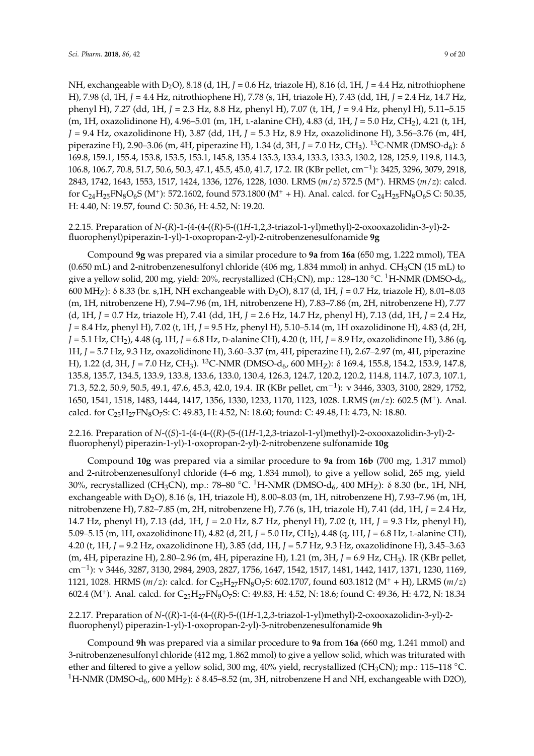NH, exchangeable with $D_2O$), 8.18 (d, 1H, *J* = 0.6 Hz, triazole H), 8.16 (d, 1H, *J* = 4.4 Hz, nitrothiophene H), 7.98 (d, 1H, *J* = 4.4 Hz, nitrothiophene H), 7.78 (s, 1H, triazole H), 7.43 (dd, 1H, *J* = 2.4 Hz, 14.7 Hz, phenyl H), 7.27 (dd, 1H, *J* = 2.3 Hz, 8.8 Hz, phenyl H), 7.07 (t, 1H, *J* = 9.4 Hz, phenyl H), 5.11–5.15 (m, 1H, oxazolidinone H), 4.96–5.01 (m, 1H, L-alanine CH), 4.83 (d, 1H, *J* = 5.0 Hz, $CH_2$), 4.21 (t, 1H, *J* = 9.4 Hz, oxazolidinone H), 3.87 (dd, 1H, *J* = 5.3 Hz, 8.9 Hz, oxazolidinone H), 3.56–3.76 (m, 4H, piperazine H), 2.90–3.06 (m, 4H, piperazine H), 1.34 (d, 3H, *J* = 7.0 Hz, $CH_3$). $^{13}$C-NMR (DMSO-$d_6$): δ 169.8, 159.1, 155.4, 153.8, 153.5, 153.1, 145.8, 135.4 135.3, 133.4, 133.3, 133.3, 130.2, 128, 125.9, 119.8, 114.3, 106.8, 106.7, 70.8, 51.7, 50.6, 50.3, 47.1, 45.5, 45.0, 41.7, 17.2. IR (KBr pellet, cm$^{-1}$): 3425, 3296, 3079, 2918, 2843, 1742, 1643, 1553, 1517, 1424, 1336, 1276, 1228, 1030. LRMS (*m*/*z*) 572.5 (M$^+$). HRMS (*m*/*z*): calcd. for $C_{24}H_{25}FN_8O_6S$ (M$^+$): 572.1602, found 573.1800 (M$^+$ + H). Anal. calcd. for $C_{24}H_{25}FN_8O_6S$ C: 50.35, H: 4.40, N: 19.57, found C: 50.36, H: 4.52, N: 19.20.

### 2.2.15. Preparation of *N*-(*R*)-1-(4-(4-((*R*)-5-((1*H*-1,2,3-triazol-1-yl)methyl)-2-oxooxazolidin-3-yl)-2-fluorophenyl)piperazin-1-yl)-1-oxopropan-2-yl)-2-nitrobenzenesulfonamide **9g**

Compound **9g** was prepared via a similar procedure to **9a** from **16a** (650 mg, 1.222 mmol), TEA (0.650 mL) and 2-nitrobenzenesulfonyl chloride (406 mg, 1.834 mmol) in anhyd. $CH_3CN$ (15 mL) to give a yellow solid, 200 mg, yield: 20%, recrystallized ($CH_3CN$), mp.: 128–130 °C. $^1$H-NMR (DMSO-$d_6$, 600 MH$_Z$): δ 8.33 (br. s,1H, NH exchangeable with $D_2O$), 8.17 (d, 1H, *J* = 0.7 Hz, triazole H), 8.01–8.03 (m, 1H, nitrobenzene H), 7.94–7.96 (m, 1H, nitrobenzene H), 7.83–7.86 (m, 2H, nitrobenzene H), 7.77 (d, 1H, *J* = 0.7 Hz, triazole H), 7.41 (dd, 1H, *J* = 2.6 Hz, 14.7 Hz, phenyl H), 7.13 (dd, 1H, *J* = 2.4 Hz, *J* = 8.4 Hz, phenyl H), 7.02 (t, 1H, *J* = 9.5 Hz, phenyl H), 5.10–5.14 (m, 1H oxazolidinone H), 4.83 (d, 2H, *J* = 5.1 Hz, $CH_2$), 4.48 (q, 1H, *J* = 6.8 Hz, D-alanine CH), 4.20 (t, 1H, *J* = 8.9 Hz, oxazolidinone H), 3.86 (q, 1H, *J* = 5.7 Hz, 9.3 Hz, oxazolidinone H), 3.60–3.37 (m, 4H, piperazine H), 2.67–2.97 (m, 4H, piperazine H), 1.22 (d, 3H, *J* = 7.0 Hz, $CH_3$). $^{13}$C-NMR (DMSO-$d_6$, 600 MH$_Z$): δ 169.4, 155.8, 154.2, 153.9, 147.8, 135.8, 135.7, 134.5, 133.9, 133.8, 133.6, 133.0, 130.4, 126.3, 124.7, 120.2, 120.2, 114.8, 114.7, 107.3, 107.1, 71.3, 52.2, 50.9, 50.5, 49.1, 47.6, 45.3, 42.0, 19.4. IR (KBr pellet, cm$^{-1}$): ν 3446, 3303, 3100, 2829, 1752, 1650, 1541, 1518, 1483, 1444, 1417, 1356, 1330, 1233, 1170, 1123, 1028. LRMS (*m*/*z*): 602.5 (M$^+$). Anal. calcd. for $C_{25}H_{27}FN_8O_7S$: C: 49.83, H: 4.52, N: 18.60; found: C: 49.48, H: 4.73, N: 18.80.

### 2.2.16. Preparation of *N*-((*S*)-1-(4-(4-((*R*)-(5-((1*H*-1,2,3-triazol-1-yl)methyl)-2-oxooxazolidin-3-yl)-2-fluorophenyl) piperazin-1-yl)-1-oxopropan-2-yl)-2-nitrobenzene sulfonamide **10g**

Compound **10g** was prepared via a similar procedure to **9a** from **16b** (700 mg, 1.317 mmol) and 2-nitrobenzenesulfonyl chloride (4–6 mg, 1.834 mmol), to give a yellow solid, 265 mg, yield 30%, recrystallized ($CH_3CN$), mp.: 78–80 °C. $^1$H-NMR (DMSO-$d_6$, 400 MH$_Z$): δ 8.30 (br., 1H, NH, exchangeable with $D_2O$), 8.16 (s, 1H, triazole H), 8.00–8.03 (m, 1H, nitrobenzene H), 7.93–7.96 (m, 1H, nitrobenzene H), 7.82–7.85 (m, 2H, nitrobenzene H), 7.76 (s, 1H, triazole H), 7.41 (dd, 1H, *J* = 2.4 Hz, 14.7 Hz, phenyl H), 7.13 (dd, 1H, *J* = 2.0 Hz, 8.7 Hz, phenyl H), 7.02 (t, 1H, *J* = 9.3 Hz, phenyl H), 5.09–5.15 (m, 1H, oxazolidinone H), 4.82 (d, 2H, *J* = 5.0 Hz, $CH_2$), 4.48 (q, 1H, *J* = 6.8 Hz, L-alanine CH), 4.20 (t, 1H, *J* = 9.2 Hz, oxazolidinone H), 3.85 (dd, 1H, *J* = 5.7 Hz, 9.3 Hz, oxazolidinone H), 3.45–3.63 (m, 4H, piperazine H), 2.80–2.96 (m, 4H, piperazine H), 1.21 (m, 3H, *J* = 6.9 Hz, $CH_3$). IR (KBr pellet, cm$^{-1}$): ν 3446, 3287, 3130, 2984, 2903, 2827, 1756, 1647, 1542, 1517, 1481, 1442, 1417, 1371, 1230, 1169, 1121, 1028. HRMS (*m*/*z*): calcd. for $C_{25}H_{27}FN_8O_7S$: 602.1707, found 603.1812 (M$^+$ + H), LRMS (*m*/*z*) 602.4 (M$^+$). Anal. calcd. for $C_{25}H_{27}FN_9O_7S$: C: 49.83, H: 4.52, N: 18.6; found C: 49.36, H: 4.72, N: 18.34

### 2.2.17. Preparation of *N*-((*R*)-1-(4-(4-((*R*)-5-((1*H*-1,2,3-triazol-1-yl)methyl)-2-oxooxazolidin-3-yl)-2-fluorophenyl) piperazin-1-yl)-1-oxopropan-2-yl)-3-nitrobenzenesulfonamide **9h**

Compound **9h** was prepared via a similar procedure to **9a** from **16a** (660 mg, 1.241 mmol) and 3-nitrobenzenesulfonyl chloride (412 mg, 1.862 mmol) to give a yellow solid, which was triturated with ether and filtered to give a yellow solid, 300 mg, 40% yield, recrystallized ($CH_3CN$); mp.: 115–118 °C. $^1$H-NMR (DMSO-$d_6$, 600 MH$_Z$): δ 8.45–8.52 (m, 3H, nitrobenzene H and NH, exchangeable with D2O),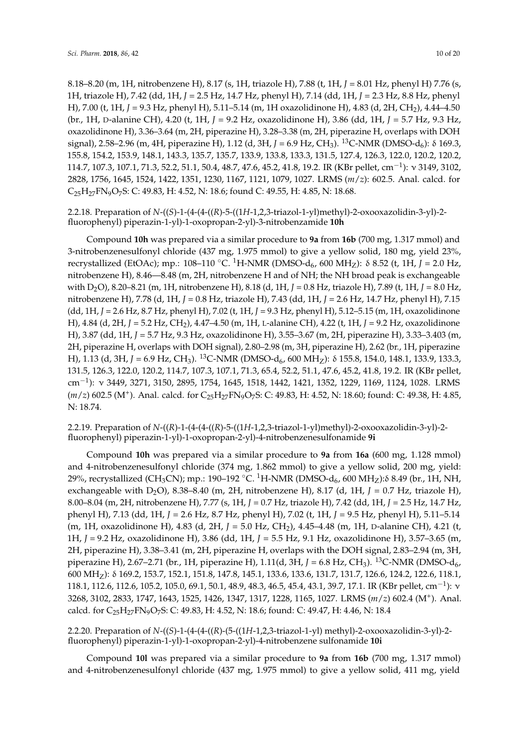8.18–8.20 (m, 1H, nitrobenzene H), 8.17 (s, 1H, triazole H), 7.88 (t, 1H, *J* = 8.01 Hz, phenyl H) 7.76 (s, 1H, triazole H), 7.42 (dd, 1H, *J* = 2.5 Hz, 14.7 Hz, phenyl H), 7.14 (dd, 1H, *J* = 2.3 Hz, 8.8 Hz, phenyl H), 7.00 (t, 1H, *J* = 9.3 Hz, phenyl H), 5.11–5.14 (m, 1H oxazolidinone H), 4.83 (d, 2H, $CH_2$), 4.44–4.50 (br., 1H, D-alanine CH), 4.20 (t, 1H, *J* = 9.2 Hz, oxazolidinone H), 3.86 (dd, 1H, *J* = 5.7 Hz, 9.3 Hz, oxazolidinone H), 3.36–3.64 (m, 2H, piperazine H), 3.28–3.38 (m, 2H, piperazine H, overlaps with DOH signal), 2.58–2.96 (m, 4H, piperazine H), 1.12 (d, 3H, *J* = 6.9 Hz, $CH_3$). $^{13}$C-NMR (DMSO-$d_6$): δ 169.3, 155.8, 154.2, 153.9, 148.1, 143.3, 135.7, 135.7, 133.9, 133.8, 133.3, 131.5, 127.4, 126.3, 122.0, 120.2, 120.2, 114.7, 107.3, 107.1, 71.3, 52.2, 51.1, 50.4, 48.7, 47.6, 45.2, 41.8, 19.2. IR (KBr pellet, $cm^{-1}$): ν 3149, 3102, 2828, 1756, 1645, 1524, 1422, 1351, 1230, 1167, 1121, 1079, 1027. LRMS (*m*/*z*): 602.5. Anal. calcd. for $C_{25}H_{27}FN_9O_7S$: C: 49.83, H: 4.52, N: 18.6; found C: 49.55, H: 4.85, N: 18.68.

### 2.2.18. Preparation of *N*-((*S*)-1-(4-(4-((*R*)-5-((1*H*-1,2,3-triazol-1-yl)methyl)-2-oxooxazolidin-3-yl)-2-fluorophenyl) piperazin-1-yl)-1-oxopropan-2-yl)-3-nitrobenzamide **10h**

Compound **10h** was prepared via a similar procedure to **9a** from **16b** (700 mg, 1.317 mmol) and 3-nitrobenzenesulfonyl chloride (437 mg, 1.975 mmol) to give a yellow solid, 180 mg, yield 23%, recrystallized (EtOAc); mp.: 108–110 °C. $^1$H-NMR (DMSO-$d_6$, 600 $MH_Z$): δ 8.52 (t, 1H, *J* = 2.0 Hz, nitrobenzene H), 8.46—8.48 (m, 2H, nitrobenzene H and of NH; the NH broad peak is exchangeable with $D_2O$), 8.20–8.21 (m, 1H, nitrobenzene H), 8.18 (d, 1H, *J* = 0.8 Hz, triazole H), 7.89 (t, 1H, *J* = 8.0 Hz, nitrobenzene H), 7.78 (d, 1H, *J* = 0.8 Hz, triazole H), 7.43 (dd, 1H, *J* = 2.6 Hz, 14.7 Hz, phenyl H), 7.15 (dd, 1H, *J* = 2.6 Hz, 8.7 Hz, phenyl H), 7.02 (t, 1H, *J* = 9.3 Hz, phenyl H), 5.12–5.15 (m, 1H, oxazolidinone H), 4.84 (d, 2H, *J* = 5.2 Hz, $CH_2$), 4.47–4.50 (m, 1H, L-alanine CH), 4.22 (t, 1H, *J* = 9.2 Hz, oxazolidinone H), 3.87 (dd, 1H, *J* = 5.7 Hz, 9.3 Hz, oxazolidinone H), 3.55–3.67 (m, 2H, piperazine H), 3.33–3.403 (m, 2H, piperazine H, overlaps with DOH signal), 2.80–2.98 (m, 3H, piperazine H), 2.62 (br., 1H, piperazine H), 1.13 (d, 3H, *J* = 6.9 Hz, $CH_3$). $^{13}$C-NMR (DMSO-$d_6$, 600 $MH_Z$): δ 155.8, 154.0, 148.1, 133.9, 133.3, 131.5, 126.3, 122.0, 120.2, 114.7, 107.3, 107.1, 71.3, 65.4, 52.2, 51.1, 47.6, 45.2, 41.8, 19.2. IR (KBr pellet, $cm^{-1}$): ν 3449, 3271, 3150, 2895, 1754, 1645, 1518, 1442, 1421, 1352, 1229, 1169, 1124, 1028. LRMS (*m*/*z*) 602.5 ($M^+$). Anal. calcd. for $C_{25}H_{27}FN_9O_7S$: C: 49.83, H: 4.52, N: 18.60; found: C: 49.38, H: 4.85, N: 18.74.

### 2.2.19. Preparation of *N*-((*R*)-1-(4-(4-((*R*)-5-((1*H*-1,2,3-triazol-1-yl)methyl)-2-oxooxazolidin-3-yl)-2-fluorophenyl) piperazin-1-yl)-1-oxopropan-2-yl)-4-nitrobenzenesulfonamide **9i**

Compound **10h** was prepared via a similar procedure to **9a** from **16a** (600 mg, 1.128 mmol) and 4-nitrobenzenesulfonyl chloride (374 mg, 1.862 mmol) to give a yellow solid, 200 mg, yield: 29%, recrystallized ($CH_3CN$); mp.: 190–192 °C. $^1$H-NMR (DMSO-$d_6$, 600 $MH_Z$):δ 8.49 (br., 1H, NH, exchangeable with $D_2O$), 8.38–8.40 (m, 2H, nitrobenzene H), 8.17 (d, 1H, *J* = 0.7 Hz, triazole H), 8.00–8.04 (m, 2H, nitrobenzene H), 7.77 (s, 1H, *J* = 0.7 Hz, triazole H), 7.42 (dd, 1H, *J* = 2.5 Hz, 14.7 Hz, phenyl H), 7.13 (dd, 1H, *J* = 2.6 Hz, 8.7 Hz, phenyl H), 7.02 (t, 1H, *J* = 9.5 Hz, phenyl H), 5.11–5.14 (m, 1H, oxazolidinone H), 4.83 (d, 2H, *J* = 5.0 Hz, $CH_2$), 4.45–4.48 (m, 1H, D-alanine CH), 4.21 (t, 1H, *J* = 9.2 Hz, oxazolidinone H), 3.86 (dd, 1H, *J* = 5.5 Hz, 9.1 Hz, oxazolidinone H), 3.57–3.65 (m, 2H, piperazine H), 3.38–3.41 (m, 2H, piperazine H, overlaps with the DOH signal, 2.83–2.94 (m, 3H, piperazine H), 2.67–2.71 (br., 1H, piperazine H), 1.11(d, 3H, *J* = 6.8 Hz, $CH_3$). $^{13}$C-NMR (DMSO-$d_6$, 600 $MH_Z$): δ 169.2, 153.7, 152.1, 151.8, 147.8, 145.1, 133.6, 133.6, 131.7, 131.7, 126.6, 124.2, 122.6, 118.1, 118.1, 112.6, 112.6, 105.2, 105.0, 69.1, 50.1, 48.9, 48.3, 46.5, 45.4, 43.1, 39.7, 17.1. IR (KBr pellet, $cm^{-1}$): ν 3268, 3102, 2833, 1747, 1643, 1525, 1426, 1347, 1317, 1228, 1165, 1027. LRMS (*m*/*z*) 602.4 ($M^+$). Anal. calcd. for $C_{25}H_{27}FN_9O_7S$: C: 49.83, H: 4.52, N: 18.6; found: C: 49.47, H: 4.46, N: 18.4

### 2.2.20. Preparation of *N*-((*S*)-1-(4-(4-((*R*)-(5-((1*H*-1,2,3-triazol-1-yl) methyl)-2-oxooxazolidin-3-yl)-2-fluorophenyl) piperazin-1-yl)-1-oxopropan-2-yl)-4-nitrobenzene sulfonamide **10i**

Compound **10l** was prepared via a similar procedure to **9a** from **16b** (700 mg, 1.317 mmol) and 4-nitrobenzenesulfonyl chloride (437 mg, 1.975 mmol) to give a yellow solid, 411 mg, yield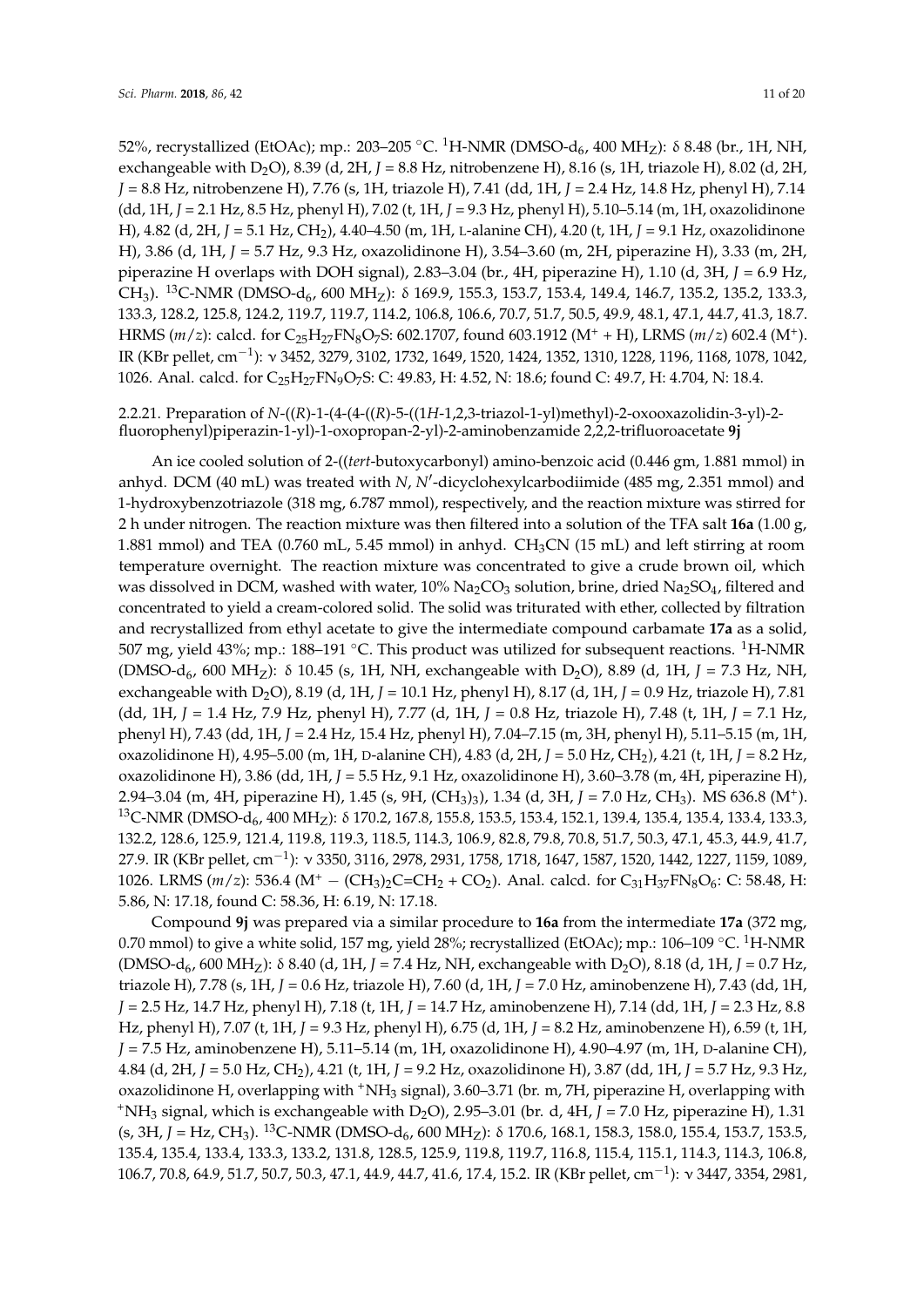52%, recrystallized (EtOAc); mp.: 203–205 °C. $^{1}$H-NMR (DMSO-d$_6$, 400 MH$_Z$): δ 8.48 (br., 1H, NH, exchangeable with D$_2$O), 8.39 (d, 2H, *J* = 8.8 Hz, nitrobenzene H), 8.16 (s, 1H, triazole H), 8.02 (d, 2H, *J* = 8.8 Hz, nitrobenzene H), 7.76 (s, 1H, triazole H), 7.41 (dd, 1H, *J* = 2.4 Hz, 14.8 Hz, phenyl H), 7.14 (dd, 1H, *J* = 2.1 Hz, 8.5 Hz, phenyl H), 7.02 (t, 1H, *J* = 9.3 Hz, phenyl H), 5.10–5.14 (m, 1H, oxazolidinone H), 4.82 (d, 2H, *J* = 5.1 Hz, CH$_2$), 4.40–4.50 (m, 1H, L-alanine CH), 4.20 (t, 1H, *J* = 9.1 Hz, oxazolidinone H), 3.86 (d, 1H, *J* = 5.7 Hz, 9.3 Hz, oxazolidinone H), 3.54–3.60 (m, 2H, piperazine H), 3.33 (m, 2H, piperazine H overlaps with DOH signal), 2.83–3.04 (br., 4H, piperazine H), 1.10 (d, 3H, *J* = 6.9 Hz, CH$_3$). $^{13}$C-NMR (DMSO-d$_6$, 600 MH$_Z$): δ 169.9, 155.3, 153.7, 153.4, 149.4, 146.7, 135.2, 135.2, 133.3, 133.3, 128.2, 125.8, 124.2, 119.7, 119.7, 114.2, 106.8, 106.6, 70.7, 51.7, 50.5, 49.9, 48.1, 47.1, 44.7, 41.3, 18.7. HRMS (*m*/*z*): calcd. for $C_{25}H_{27}FN_8O_7S$: 602.1707, found 603.1912 (M$^+$ + H), LRMS (*m*/*z*) 602.4 (M$^+$). IR (KBr pellet, cm$^{-1}$): ν 3452, 3279, 3102, 1732, 1649, 1520, 1424, 1352, 1310, 1228, 1196, 1168, 1078, 1042, 1026. Anal. calcd. for $C_{25}H_{27}FN_9O_7S$: C: 49.83, H: 4.52, N: 18.6; found C: 49.7, H: 4.704, N: 18.4.

### 2.2.21. Preparation of *N*-((*R*)-1-(4-(4-((*R*)-5-((1*H*-1,2,3-triazol-1-yl)methyl)-2-oxooxazolidin-3-yl)-2-fluorophenyl)piperazin-1-yl)-1-oxopropan-2-yl)-2-aminobenzamide 2,2,2-trifluoroacetate **9j**

An ice cooled solution of 2-((*tert*-butoxycarbonyl) amino-benzoic acid (0.446 gm, 1.881 mmol) in anhyd. DCM (40 mL) was treated with *N*, *N*′-dicyclohexylcarbodiimide (485 mg, 2.351 mmol) and 1-hydroxybenzotriazole (318 mg, 6.787 mmol), respectively, and the reaction mixture was stirred for 2 h under nitrogen. The reaction mixture was then filtered into a solution of the TFA salt **16a** (1.00 g, 1.881 mmol) and TEA (0.760 mL, 5.45 mmol) in anhyd. $CH_3CN$ (15 mL) and left stirring at room temperature overnight. The reaction mixture was concentrated to give a crude brown oil, which was dissolved in DCM, washed with water, 10% $Na_2CO_3$ solution, brine, dried $Na_2SO_4$, filtered and concentrated to yield a cream-colored solid. The solid was triturated with ether, collected by filtration and recrystallized from ethyl acetate to give the intermediate compound carbamate **17a** as a solid, 507 mg, yield 43%; mp.: 188–191 °C. This product was utilized for subsequent reactions. $^{1}$H-NMR (DMSO-d$_6$, 600 MH$_Z$): δ 10.45 (s, 1H, NH, exchangeable with D$_2$O), 8.89 (d, 1H, *J* = 7.3 Hz, NH, exchangeable with D$_2$O), 8.19 (d, 1H, *J* = 10.1 Hz, phenyl H), 8.17 (d, 1H, *J* = 0.9 Hz, triazole H), 7.81 (dd, 1H, *J* = 1.4 Hz, 7.9 Hz, phenyl H), 7.77 (d, 1H, *J* = 0.8 Hz, triazole H), 7.48 (t, 1H, *J* = 7.1 Hz, phenyl H), 7.43 (dd, 1H, *J* = 2.4 Hz, 15.4 Hz, phenyl H), 7.04–7.15 (m, 3H, phenyl H), 5.11–5.15 (m, 1H, oxazolidinone H), 4.95–5.00 (m, 1H, D-alanine CH), 4.83 (d, 2H, *J* = 5.0 Hz, CH$_2$), 4.21 (t, 1H, *J* = 8.2 Hz, oxazolidinone H), 3.86 (dd, 1H, *J* = 5.5 Hz, 9.1 Hz, oxazolidinone H), 3.60–3.78 (m, 4H, piperazine H), 2.94–3.04 (m, 4H, piperazine H), 1.45 (s, 9H, (CH$_3$)$_3$), 1.34 (d, 3H, *J* = 7.0 Hz, CH$_3$). MS 636.8 (M$^+$). $^{13}$C-NMR (DMSO-d$_6$, 400 MH$_Z$): δ 170.2, 167.8, 155.8, 153.5, 153.4, 152.1, 139.4, 135.4, 135.4, 133.4, 133.3, 132.2, 128.6, 125.9, 121.4, 119.8, 119.3, 118.5, 114.3, 106.9, 82.8, 79.8, 70.8, 51.7, 50.3, 47.1, 45.3, 44.9, 41.7, 27.9. IR (KBr pellet, cm$^{-1}$): ν 3350, 3116, 2978, 2931, 1758, 1718, 1647, 1587, 1520, 1442, 1227, 1159, 1089, 1026. LRMS (*m*/*z*): 536.4 (M$^+$ − (CH$_3$)$_2$C=CH$_2$ + CO$_2$). Anal. calcd. for $C_{31}H_{37}FN_8O_6$: C: 58.48, H: 5.86, N: 17.18, found C: 58.36, H: 6.19, N: 17.18.

Compound **9j** was prepared via a similar procedure to **16a** from the intermediate **17a** (372 mg, 0.70 mmol) to give a white solid, 157 mg, yield 28%; recrystallized (EtOAc); mp.: 106–109 °C. $^{1}$H-NMR (DMSO-d$_6$, 600 MH$_Z$): δ 8.40 (d, 1H, *J* = 7.4 Hz, NH, exchangeable with D$_2$O), 8.18 (d, 1H, *J* = 0.7 Hz, triazole H), 7.78 (s, 1H, *J* = 0.6 Hz, triazole H), 7.60 (d, 1H, *J* = 7.0 Hz, aminobenzene H), 7.43 (dd, 1H, *J* = 2.5 Hz, 14.7 Hz, phenyl H), 7.18 (t, 1H, *J* = 14.7 Hz, aminobenzene H), 7.14 (dd, 1H, *J* = 2.3 Hz, 8.8 Hz, phenyl H), 7.07 (t, 1H, *J* = 9.3 Hz, phenyl H), 6.75 (d, 1H, *J* = 8.2 Hz, aminobenzene H), 6.59 (t, 1H, *J* = 7.5 Hz, aminobenzene H), 5.11–5.14 (m, 1H, oxazolidinone H), 4.90–4.97 (m, 1H, D-alanine CH), 4.84 (d, 2H, *J* = 5.0 Hz, CH$_2$), 4.21 (t, 1H, *J* = 9.2 Hz, oxazolidinone H), 3.87 (dd, 1H, *J* = 5.7 Hz, 9.3 Hz, oxazolidinone H, overlapping with $^{+}$NH$_3$ signal), 3.60–3.71 (br. m, 7H, piperazine H, overlapping with $^{+}$NH$_3$ signal, which is exchangeable with D$_2$O), 2.95–3.01 (br. d, 4H, *J* = 7.0 Hz, piperazine H), 1.31 (s, 3H, *J* = Hz, CH$_3$). $^{13}$C-NMR (DMSO-d$_6$, 600 MH$_Z$): δ 170.6, 168.1, 158.3, 158.0, 155.4, 153.7, 153.5, 135.4, 135.4, 133.4, 133.3, 133.2, 131.8, 128.5, 125.9, 119.8, 119.7, 116.8, 115.4, 115.1, 114.3, 114.3, 106.8, 106.7, 70.8, 64.9, 51.7, 50.7, 50.3, 47.1, 44.9, 44.7, 41.6, 17.4, 15.2. IR (KBr pellet, cm$^{-1}$): ν 3447, 3354, 2981,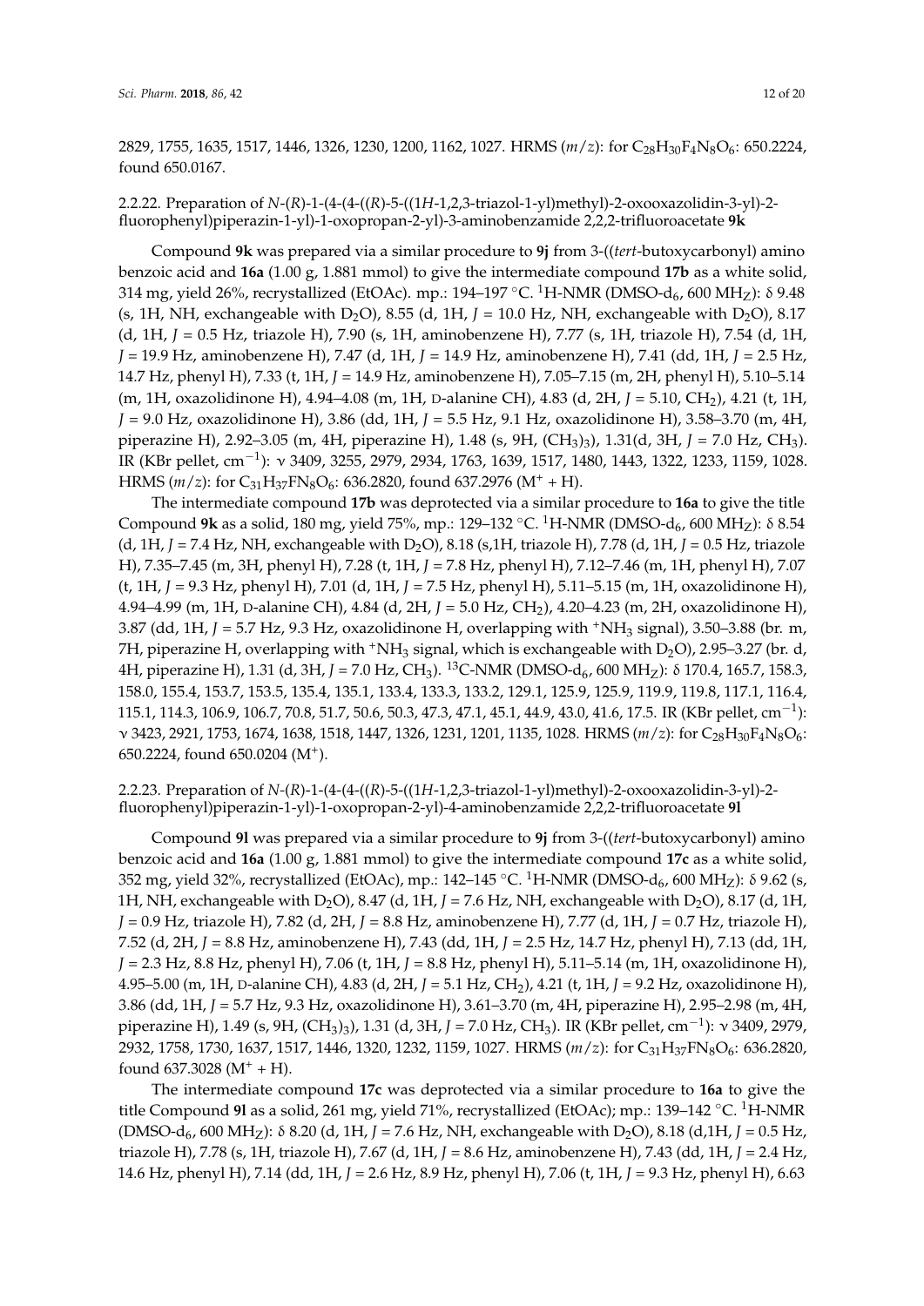2829, 1755, 1635, 1517, 1446, 1326, 1230, 1200, 1162, 1027. HRMS (*m*/*z*): for $C_{28}H_{30}F_4N_8O_6$: 650.2224, found 650.0167.

2.2.22. Preparation of *N*-(*R*)-1-(4-(4-((*R*)-5-((1*H*-1,2,3-triazol-1-yl)methyl)-2-oxooxazolidin-3-yl)-2-fluorophenyl)piperazin-1-yl)-1-oxopropan-2-yl)-3-aminobenzamide 2,2,2-trifluoroacetate **9k**

Compound **9k** was prepared via a similar procedure to **9j** from 3-((*tert*-butoxycarbonyl) amino benzoic acid and **16a** (1.00 g, 1.881 mmol) to give the intermediate compound **17b** as a white solid, 314 mg, yield 26%, recrystallized (EtOAc). mp.: 194–197 °C. $^1$H-NMR (DMSO-d$_6$, 600 MH$_Z$): δ 9.48 (s, 1H, NH, exchangeable with $D_2O$), 8.55 (d, 1H, *J* = 10.0 Hz, NH, exchangeable with $D_2O$), 8.17 (d, 1H, *J* = 0.5 Hz, triazole H), 7.90 (s, 1H, aminobenzene H), 7.77 (s, 1H, triazole H), 7.54 (d, 1H, *J* = 19.9 Hz, aminobenzene H), 7.47 (d, 1H, *J* = 14.9 Hz, aminobenzene H), 7.41 (dd, 1H, *J* = 2.5 Hz, 14.7 Hz, phenyl H), 7.33 (t, 1H, *J* = 14.9 Hz, aminobenzene H), 7.05–7.15 (m, 2H, phenyl H), 5.10–5.14 (m, 1H, oxazolidinone H), 4.94–4.08 (m, 1H, D-alanine CH), 4.83 (d, 2H, *J* = 5.10, $CH_2$), 4.21 (t, 1H, *J* = 9.0 Hz, oxazolidinone H), 3.86 (dd, 1H, *J* = 5.5 Hz, 9.1 Hz, oxazolidinone H), 3.58–3.70 (m, 4H, piperazine H), 2.92–3.05 (m, 4H, piperazine H), 1.48 (s, 9H, $(CH_3)_3$), 1.31(d, 3H, *J* = 7.0 Hz, $CH_3$). IR (KBr pellet, cm$^{-1}$): ν 3409, 3255, 2979, 2934, 1763, 1639, 1517, 1480, 1443, 1322, 1233, 1159, 1028. HRMS (*m*/*z*): for $C_{31}H_{37}FN_8O_6$: 636.2820, found 637.2976 ($M^+$ + H).

The intermediate compound **17b** was deprotected via a similar procedure to **16a** to give the title Compound **9k** as a solid, 180 mg, yield 75%, mp.: 129–132 °C. $^1$H-NMR (DMSO-d$_6$, 600 MH$_Z$): δ 8.54 (d, 1H, *J* = 7.4 Hz, NH, exchangeable with $D_2O$), 8.18 (s,1H, triazole H), 7.78 (d, 1H, *J* = 0.5 Hz, triazole H), 7.35–7.45 (m, 3H, phenyl H), 7.28 (t, 1H, *J* = 7.8 Hz, phenyl H), 7.12–7.46 (m, 1H, phenyl H), 7.07 (t, 1H, *J* = 9.3 Hz, phenyl H), 7.01 (d, 1H, *J* = 7.5 Hz, phenyl H), 5.11–5.15 (m, 1H, oxazolidinone H), 4.94–4.99 (m, 1H, D-alanine CH), 4.84 (d, 2H, *J* = 5.0 Hz, $CH_2$), 4.20–4.23 (m, 2H, oxazolidinone H), 3.87 (dd, 1H, *J* = 5.7 Hz, 9.3 Hz, oxazolidinone H, overlapping with $^+NH_3$ signal), 3.50–3.88 (br. m, 7H, piperazine H, overlapping with $^+NH_3$ signal, which is exchangeable with $D_2O$), 2.95–3.27 (br. d, 4H, piperazine H), 1.31 (d, 3H, *J* = 7.0 Hz, $CH_3$). $^{13}$C-NMR (DMSO-d$_6$, 600 MH$_Z$): δ 170.4, 165.7, 158.3, 158.0, 155.4, 153.7, 153.5, 135.4, 135.1, 133.4, 133.3, 133.2, 129.1, 125.9, 125.9, 119.9, 119.8, 117.1, 116.4, 115.1, 114.3, 106.9, 106.7, 70.8, 51.7, 50.6, 50.3, 47.3, 47.1, 45.1, 44.9, 43.0, 41.6, 17.5. IR (KBr pellet, cm$^{-1}$): ν 3423, 2921, 1753, 1674, 1638, 1518, 1447, 1326, 1231, 1201, 1135, 1028. HRMS (*m*/*z*): for $C_{28}H_{30}F_4N_8O_6$: 650.2224, found 650.0204 ($M^+$).

2.2.23. Preparation of *N*-(*R*)-1-(4-(4-((*R*)-5-((1*H*-1,2,3-triazol-1-yl)methyl)-2-oxooxazolidin-3-yl)-2-fluorophenyl)piperazin-1-yl)-1-oxopropan-2-yl)-4-aminobenzamide 2,2,2-trifluoroacetate **9l**

Compound **9l** was prepared via a similar procedure to **9j** from 3-((*tert*-butoxycarbonyl) amino benzoic acid and **16a** (1.00 g, 1.881 mmol) to give the intermediate compound **17c** as a white solid, 352 mg, yield 32%, recrystallized (EtOAc), mp.: 142–145 °C. $^1$H-NMR (DMSO-d$_6$, 600 MH$_Z$): δ 9.62 (s, 1H, NH, exchangeable with $D_2O$), 8.47 (d, 1H, *J* = 7.6 Hz, NH, exchangeable with $D_2O$), 8.17 (d, 1H, *J* = 0.9 Hz, triazole H), 7.82 (d, 2H, *J* = 8.8 Hz, aminobenzene H), 7.77 (d, 1H, *J* = 0.7 Hz, triazole H), 7.52 (d, 2H, *J* = 8.8 Hz, aminobenzene H), 7.43 (dd, 1H, *J* = 2.5 Hz, 14.7 Hz, phenyl H), 7.13 (dd, 1H, *J* = 2.3 Hz, 8.8 Hz, phenyl H), 7.06 (t, 1H, *J* = 8.8 Hz, phenyl H), 5.11–5.14 (m, 1H, oxazolidinone H), 4.95–5.00 (m, 1H, D-alanine CH), 4.83 (d, 2H, *J* = 5.1 Hz, $CH_2$), 4.21 (t, 1H, *J* = 9.2 Hz, oxazolidinone H), 3.86 (dd, 1H, *J* = 5.7 Hz, 9.3 Hz, oxazolidinone H), 3.61–3.70 (m, 4H, piperazine H), 2.95–2.98 (m, 4H, piperazine H), 1.49 (s, 9H, $(CH_3)_3$), 1.31 (d, 3H, *J* = 7.0 Hz, $CH_3$). IR (KBr pellet, cm$^{-1}$): ν 3409, 2979, 2932, 1758, 1730, 1637, 1517, 1446, 1320, 1232, 1159, 1027. HRMS (*m*/*z*): for $C_{31}H_{37}FN_8O_6$: 636.2820, found 637.3028 ($M^+$ + H).

The intermediate compound **17c** was deprotected via a similar procedure to **16a** to give the title Compound **9l** as a solid, 261 mg, yield 71%, recrystallized (EtOAc); mp.: 139–142 °C. $^1$H-NMR (DMSO-d$_6$, 600 MH$_Z$): δ 8.20 (d, 1H, *J* = 7.6 Hz, NH, exchangeable with $D_2O$), 8.18 (d,1H, *J* = 0.5 Hz, triazole H), 7.78 (s, 1H, triazole H), 7.67 (d, 1H, *J* = 8.6 Hz, aminobenzene H), 7.43 (dd, 1H, *J* = 2.4 Hz, 14.6 Hz, phenyl H), 7.14 (dd, 1H, *J* = 2.6 Hz, 8.9 Hz, phenyl H), 7.06 (t, 1H, *J* = 9.3 Hz, phenyl H), 6.63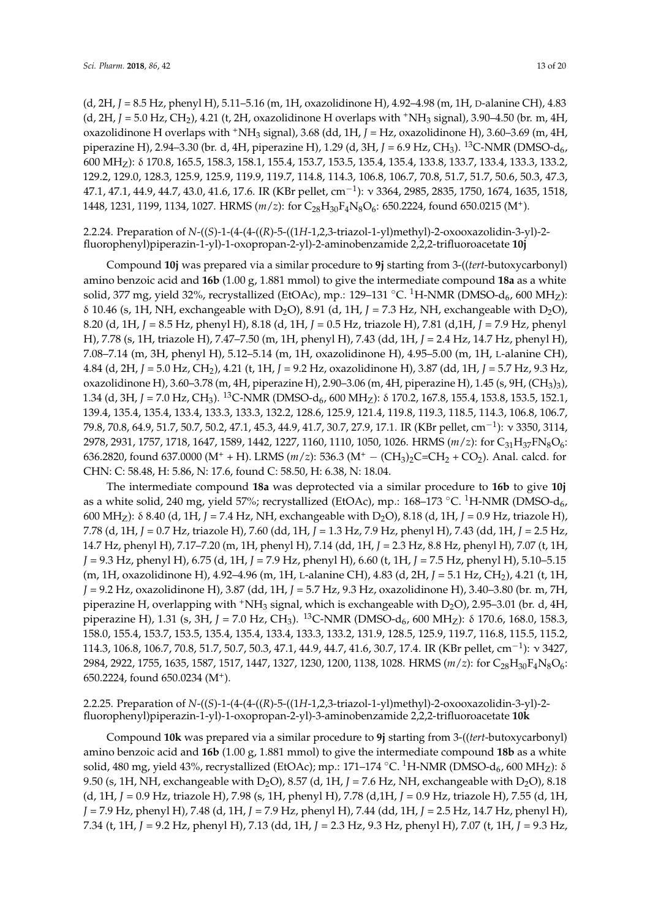(d, 2H, *J* = 8.5 Hz, phenyl H), 5.11–5.16 (m, 1H, oxazolidinone H), 4.92–4.98 (m, 1H, D-alanine CH), 4.83 (d, 2H, *J* = 5.0 Hz, $CH_2$), 4.21 (t, 2H, oxazolidinone H overlaps with $^+NH_3$ signal), 3.90–4.50 (br. m, 4H, oxazolidinone H overlaps with $^+NH_3$ signal), 3.68 (dd, 1H, *J* = Hz, oxazolidinone H), 3.60–3.69 (m, 4H, piperazine H), 2.94–3.30 (br. d, 4H, piperazine H), 1.29 (d, 3H, *J* = 6.9 Hz, $CH_3$). $^{13}$C-NMR (DMSO-$d_6$, 600 $MH_Z$): δ 170.8, 165.5, 158.3, 158.1, 155.4, 153.7, 153.5, 135.4, 135.4, 133.8, 133.7, 133.4, 133.3, 133.2, 129.2, 129.0, 128.3, 125.9, 125.9, 119.9, 119.7, 114.8, 114.3, 106.8, 106.7, 70.8, 51.7, 51.7, 50.6, 50.3, 47.3, 47.1, 47.1, 44.9, 44.7, 43.0, 41.6, 17.6. IR (KBr pellet, $cm^{-1}$): ν 3364, 2985, 2835, 1750, 1674, 1635, 1518, 1448, 1231, 1199, 1134, 1027. HRMS (*m*/*z*): for $C_{28}H_{30}F_4N_8O_6$: 650.2224, found 650.0215 ($M^+$).

### 2.2.24. Preparation of *N*-((*S*)-1-(4-(4-((*R*)-5-((1*H*-1,2,3-triazol-1-yl)methyl)-2-oxooxazolidin-3-yl)-2-fluorophenyl)piperazin-1-yl)-1-oxopropan-2-yl)-2-aminobenzamide 2,2,2-trifluoroacetate **10j**

Compound **10j** was prepared via a similar procedure to **9j** starting from 3-((*tert*-butoxycarbonyl) amino benzoic acid and **16b** (1.00 g, 1.881 mmol) to give the intermediate compound **18a** as a white solid, 377 mg, yield 32%, recrystallized (EtOAc), mp.: 129–131 °C. $^1$H-NMR (DMSO-$d_6$, 600 $MH_Z$): δ 10.46 (s, 1H, NH, exchangeable with $D_2O$), 8.91 (d, 1H, *J* = 7.3 Hz, NH, exchangeable with $D_2O$), 8.20 (d, 1H, *J* = 8.5 Hz, phenyl H), 8.18 (d, 1H, *J* = 0.5 Hz, triazole H), 7.81 (d,1H, *J* = 7.9 Hz, phenyl H), 7.78 (s, 1H, triazole H), 7.47–7.50 (m, 1H, phenyl H), 7.43 (dd, 1H, *J* = 2.4 Hz, 14.7 Hz, phenyl H), 7.08–7.14 (m, 3H, phenyl H), 5.12–5.14 (m, 1H, oxazolidinone H), 4.95–5.00 (m, 1H, L-alanine CH), 4.84 (d, 2H, *J* = 5.0 Hz, $CH_2$), 4.21 (t, 1H, *J* = 9.2 Hz, oxazolidinone H), 3.87 (dd, 1H, *J* = 5.7 Hz, 9.3 Hz, oxazolidinone H), 3.60–3.78 (m, 4H, piperazine H), 2.90–3.06 (m, 4H, piperazine H), 1.45 (s, 9H, $(CH_3)_3$), 1.34 (d, 3H, *J* = 7.0 Hz, $CH_3$). $^{13}$C-NMR (DMSO-$d_6$, 600 $MH_Z$): δ 170.2, 167.8, 155.4, 153.8, 153.5, 152.1, 139.4, 135.4, 135.4, 133.4, 133.3, 133.3, 132.2, 128.6, 125.9, 121.4, 119.8, 119.3, 118.5, 114.3, 106.8, 106.7, 79.8, 70.8, 64.9, 51.7, 50.7, 50.2, 47.1, 45.3, 44.9, 41.7, 30.7, 27.9, 17.1. IR (KBr pellet, $cm^{-1}$): ν 3350, 3114, 2978, 2931, 1757, 1718, 1647, 1589, 1442, 1227, 1160, 1110, 1050, 1026. HRMS (*m*/*z*): for $C_{31}H_{37}FN_8O_6$: 636.2820, found 637.0000 ($M^+$ + H). LRMS (*m*/*z*): 536.3 ($M^+$ − $(CH_3)_2C{=}CH_2$ + $CO_2$). Anal. calcd. for CHN: C: 58.48, H: 5.86, N: 17.6, found C: 58.50, H: 6.38, N: 18.04.

The intermediate compound **18a** was deprotected via a similar procedure to **16b** to give **10j** as a white solid, 240 mg, yield 57%; recrystallized (EtOAc), mp.: 168–173 °C. $^1$H-NMR (DMSO-$d_6$, 600 $MH_Z$): δ 8.40 (d, 1H, *J* = 7.4 Hz, NH, exchangeable with $D_2O$), 8.18 (d, 1H, *J* = 0.9 Hz, triazole H), 7.78 (d, 1H, *J* = 0.7 Hz, triazole H), 7.60 (dd, 1H, *J* = 1.3 Hz, 7.9 Hz, phenyl H), 7.43 (dd, 1H, *J* = 2.5 Hz, 14.7 Hz, phenyl H), 7.17–7.20 (m, 1H, phenyl H), 7.14 (dd, 1H, *J* = 2.3 Hz, 8.8 Hz, phenyl H), 7.07 (t, 1H, *J* = 9.3 Hz, phenyl H), 6.75 (d, 1H, *J* = 7.9 Hz, phenyl H), 6.60 (t, 1H, *J* = 7.5 Hz, phenyl H), 5.10–5.15 (m, 1H, oxazolidinone H), 4.92–4.96 (m, 1H, L-alanine CH), 4.83 (d, 2H, *J* = 5.1 Hz, $CH_2$), 4.21 (t, 1H, *J* = 9.2 Hz, oxazolidinone H), 3.87 (dd, 1H, *J* = 5.7 Hz, 9.3 Hz, oxazolidinone H), 3.40–3.80 (br. m, 7H, piperazine H, overlapping with $^+NH_3$ signal, which is exchangeable with $D_2O$), 2.95–3.01 (br. d, 4H, piperazine H), 1.31 (s, 3H, *J* = 7.0 Hz, $CH_3$). $^{13}$C-NMR (DMSO-$d_6$, 600 $MH_Z$): δ 170.6, 168.0, 158.3, 158.0, 155.4, 153.7, 153.5, 135.4, 135.4, 133.4, 133.3, 133.2, 131.9, 128.5, 125.9, 119.7, 116.8, 115.5, 115.2, 114.3, 106.8, 106.7, 70.8, 51.7, 50.7, 50.3, 47.1, 44.9, 44.7, 41.6, 30.7, 17.4. IR (KBr pellet, $cm^{-1}$): ν 3427, 2984, 2922, 1755, 1635, 1587, 1517, 1447, 1327, 1230, 1200, 1138, 1028. HRMS (*m*/*z*): for $C_{28}H_{30}F_4N_8O_6$: 650.2224, found 650.0234 ($M^+$).

### 2.2.25. Preparation of *N*-((*S*)-1-(4-(4-((*R*)-5-((1*H*-1,2,3-triazol-1-yl)methyl)-2-oxooxazolidin-3-yl)-2-fluorophenyl)piperazin-1-yl)-1-oxopropan-2-yl)-3-aminobenzamide 2,2,2-trifluoroacetate **10k**

Compound **10k** was prepared via a similar procedure to **9j** starting from 3-((*tert*-butoxycarbonyl) amino benzoic acid and **16b** (1.00 g, 1.881 mmol) to give the intermediate compound **18b** as a white solid, 480 mg, yield 43%, recrystallized (EtOAc); mp.: 171–174 °C. $^1$H-NMR (DMSO-$d_6$, 600 $MH_Z$): δ 9.50 (s, 1H, NH, exchangeable with $D_2O$), 8.57 (d, 1H, *J* = 7.6 Hz, NH, exchangeable with $D_2O$), 8.18 (d, 1H, *J* = 0.9 Hz, triazole H), 7.98 (s, 1H, phenyl H), 7.78 (d,1H, *J* = 0.9 Hz, triazole H), 7.55 (d, 1H, *J* = 7.9 Hz, phenyl H), 7.48 (d, 1H, *J* = 7.9 Hz, phenyl H), 7.44 (dd, 1H, *J* = 2.5 Hz, 14.7 Hz, phenyl H), 7.34 (t, 1H, *J* = 9.2 Hz, phenyl H), 7.13 (dd, 1H, *J* = 2.3 Hz, 9.3 Hz, phenyl H), 7.07 (t, 1H, *J* = 9.3 Hz,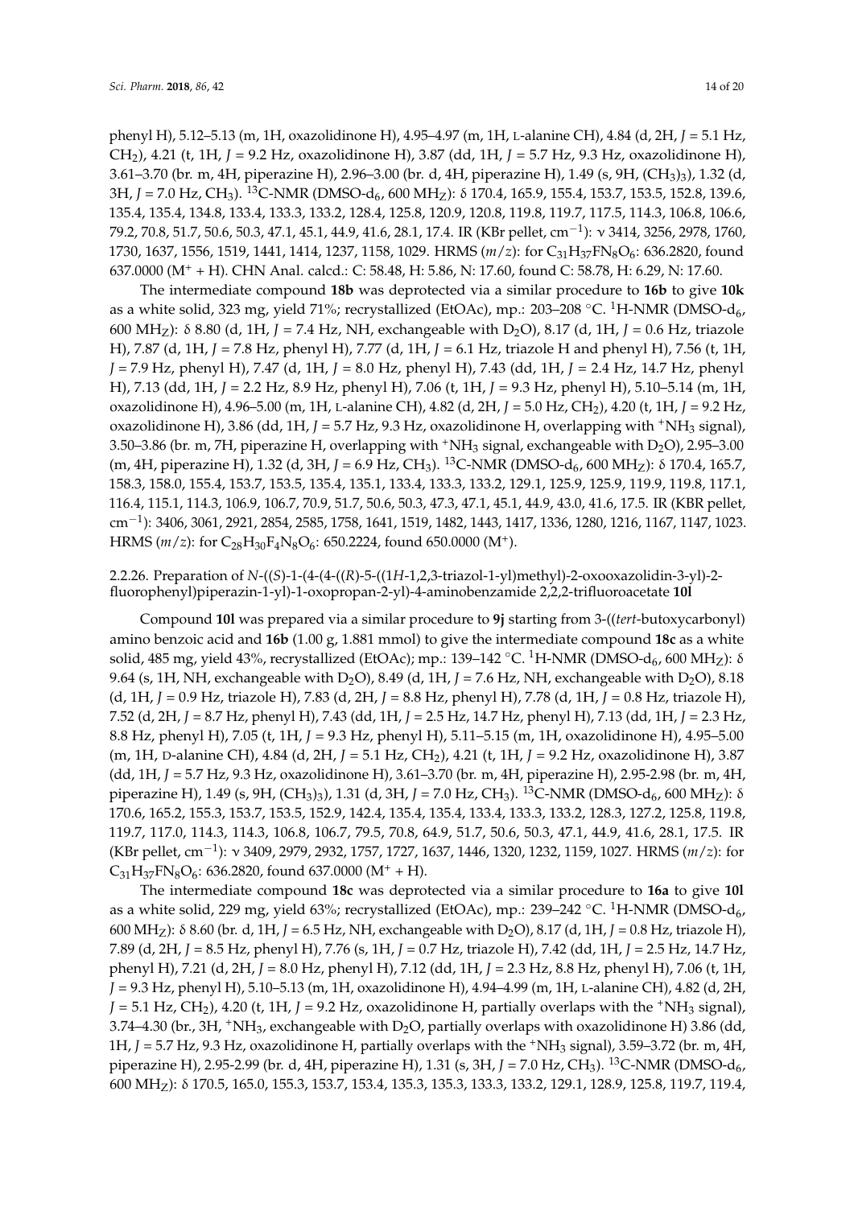phenyl H), 5.12–5.13 (m, 1H, oxazolidinone H), 4.95–4.97 (m, 1H, L-alanine CH), 4.84 (d, 2H, $J$ = 5.1 Hz, $CH_2$), 4.21 (t, 1H, $J$ = 9.2 Hz, oxazolidinone H), 3.87 (dd, 1H, $J$ = 5.7 Hz, 9.3 Hz, oxazolidinone H), 3.61–3.70 (br. m, 4H, piperazine H), 2.96–3.00 (br. d, 4H, piperazine H), 1.49 (s, 9H, $(CH_3)_3$), 1.32 (d, 3H, $J$ = 7.0 Hz, $CH_3$). $^{13}$C-NMR (DMSO-$d_6$, 600 $MH_Z$): δ 170.4, 165.9, 155.4, 153.7, 153.5, 152.8, 139.6, 135.4, 135.4, 134.8, 133.4, 133.3, 133.2, 128.4, 125.8, 120.9, 120.8, 119.8, 119.7, 117.5, 114.3, 106.8, 106.6, 79.2, 70.8, 51.7, 50.6, 50.3, 47.1, 45.1, 44.9, 41.6, 28.1, 17.4. IR (KBr pellet, $cm^{-1}$): ν 3414, 3256, 2978, 1760, 1730, 1637, 1556, 1519, 1441, 1414, 1237, 1158, 1029. HRMS ($m/z$): for $C_{31}H_{37}FN_8O_6$: 636.2820, found 637.0000 ($M^+$ + H). CHN Anal. calcd.: C: 58.48, H: 5.86, N: 17.60, found C: 58.78, H: 6.29, N: 17.60.

The intermediate compound **18b** was deprotected via a similar procedure to **16b** to give **10k** as a white solid, 323 mg, yield 71%; recrystallized (EtOAc), mp.: 203–208 °C. $^1$H-NMR (DMSO-$d_6$, 600 $MH_Z$): δ 8.80 (d, 1H, $J$ = 7.4 Hz, NH, exchangeable with $D_2O$), 8.17 (d, 1H, $J$ = 0.6 Hz, triazole H), 7.87 (d, 1H, $J$ = 7.8 Hz, phenyl H), 7.77 (d, 1H, $J$ = 6.1 Hz, triazole H and phenyl H), 7.56 (t, 1H, $J$ = 7.9 Hz, phenyl H), 7.47 (d, 1H, $J$ = 8.0 Hz, phenyl H), 7.43 (dd, 1H, $J$ = 2.4 Hz, 14.7 Hz, phenyl H), 7.13 (dd, 1H, $J$ = 2.2 Hz, 8.9 Hz, phenyl H), 7.06 (t, 1H, $J$ = 9.3 Hz, phenyl H), 5.10–5.14 (m, 1H, oxazolidinone H), 4.96–5.00 (m, 1H, L-alanine CH), 4.82 (d, 2H, $J$ = 5.0 Hz, $CH_2$), 4.20 (t, 1H, $J$ = 9.2 Hz, oxazolidinone H), 3.86 (dd, 1H, $J$ = 5.7 Hz, 9.3 Hz, oxazolidinone H, overlapping with $^+NH_3$ signal), 3.50–3.86 (br. m, 7H, piperazine H, overlapping with $^+NH_3$ signal, exchangeable with $D_2O$), 2.95–3.00 (m, 4H, piperazine H), 1.32 (d, 3H, $J$ = 6.9 Hz, $CH_3$). $^{13}$C-NMR (DMSO-$d_6$, 600 $MH_Z$): δ 170.4, 165.7, 158.3, 158.0, 155.4, 153.7, 153.5, 135.4, 135.1, 133.4, 133.3, 133.2, 129.1, 125.9, 125.9, 119.9, 119.8, 117.1, 116.4, 115.1, 114.3, 106.9, 106.7, 70.9, 51.7, 50.6, 50.3, 47.3, 47.1, 45.1, 44.9, 43.0, 41.6, 17.5. IR (KBR pellet, $cm^{-1}$): 3406, 3061, 2921, 2854, 2585, 1758, 1641, 1519, 1482, 1443, 1417, 1336, 1280, 1216, 1167, 1147, 1023. HRMS ($m/z$): for $C_{28}H_{30}F_4N_8O_6$: 650.2224, found 650.0000 ($M^+$).

2.2.26. Preparation of *N*-((*S*)-1-(4-(4-((*R*)-5-((1*H*-1,2,3-triazol-1-yl)methyl)-2-oxooxazolidin-3-yl)-2-fluorophenyl)piperazin-1-yl)-1-oxopropan-2-yl)-4-aminobenzamide 2,2,2-trifluoroacetate **10l**

Compound **10l** was prepared via a similar procedure to **9j** starting from 3-((*tert*-butoxycarbonyl) amino benzoic acid and **16b** (1.00 g, 1.881 mmol) to give the intermediate compound **18c** as a white solid, 485 mg, yield 43%, recrystallized (EtOAc); mp.: 139–142 °C. $^1$H-NMR (DMSO-$d_6$, 600 $MH_Z$): δ 9.64 (s, 1H, NH, exchangeable with $D_2O$), 8.49 (d, 1H, $J$ = 7.6 Hz, NH, exchangeable with $D_2O$), 8.18 (d, 1H, $J$ = 0.9 Hz, triazole H), 7.83 (d, 2H, $J$ = 8.8 Hz, phenyl H), 7.78 (d, 1H, $J$ = 0.8 Hz, triazole H), 7.52 (d, 2H, $J$ = 8.7 Hz, phenyl H), 7.43 (dd, 1H, $J$ = 2.5 Hz, 14.7 Hz, phenyl H), 7.13 (dd, 1H, $J$ = 2.3 Hz, 8.8 Hz, phenyl H), 7.05 (t, 1H, $J$ = 9.3 Hz, phenyl H), 5.11–5.15 (m, 1H, oxazolidinone H), 4.95–5.00 (m, 1H, D-alanine CH), 4.84 (d, 2H, $J$ = 5.1 Hz, $CH_2$), 4.21 (t, 1H, $J$ = 9.2 Hz, oxazolidinone H), 3.87 (dd, 1H, $J$ = 5.7 Hz, 9.3 Hz, oxazolidinone H), 3.61–3.70 (br. m, 4H, piperazine H), 2.95-2.98 (br. m, 4H, piperazine H), 1.49 (s, 9H, $(CH_3)_3$), 1.31 (d, 3H, $J$ = 7.0 Hz, $CH_3$). $^{13}$C-NMR (DMSO-$d_6$, 600 $MH_Z$): δ 170.6, 165.2, 155.3, 153.7, 153.5, 152.9, 142.4, 135.4, 135.4, 133.4, 133.3, 133.2, 128.3, 127.2, 125.8, 119.8, 119.7, 117.0, 114.3, 114.3, 106.8, 106.7, 79.5, 70.8, 64.9, 51.7, 50.6, 50.3, 47.1, 44.9, 41.6, 28.1, 17.5. IR (KBr pellet, $cm^{-1}$): ν 3409, 2979, 2932, 1757, 1727, 1637, 1446, 1320, 1232, 1159, 1027. HRMS ($m/z$): for $C_{31}H_{37}FN_8O_6$: 636.2820, found 637.0000 ($M^+$ + H).

The intermediate compound **18c** was deprotected via a similar procedure to **16a** to give **10l** as a white solid, 229 mg, yield 63%; recrystallized (EtOAc), mp.: 239–242 °C. $^1$H-NMR (DMSO-$d_6$, 600 $MH_Z$): δ 8.60 (br. d, 1H, $J$ = 6.5 Hz, NH, exchangeable with $D_2O$), 8.17 (d, 1H, $J$ = 0.8 Hz, triazole H), 7.89 (d, 2H, $J$ = 8.5 Hz, phenyl H), 7.76 (s, 1H, $J$ = 0.7 Hz, triazole H), 7.42 (dd, 1H, $J$ = 2.5 Hz, 14.7 Hz, phenyl H), 7.21 (d, 2H, $J$ = 8.0 Hz, phenyl H), 7.12 (dd, 1H, $J$ = 2.3 Hz, 8.8 Hz, phenyl H), 7.06 (t, 1H, $J$ = 9.3 Hz, phenyl H), 5.10–5.13 (m, 1H, oxazolidinone H), 4.94–4.99 (m, 1H, L-alanine CH), 4.82 (d, 2H, $J$ = 5.1 Hz, $CH_2$), 4.20 (t, 1H, $J$ = 9.2 Hz, oxazolidinone H, partially overlaps with the $^+NH_3$ signal), 3.74–4.30 (br., 3H, $^+NH_3$, exchangeable with $D_2O$, partially overlaps with oxazolidinone H) 3.86 (dd, 1H, $J$ = 5.7 Hz, 9.3 Hz, oxazolidinone H, partially overlaps with the $^+NH_3$ signal), 3.59–3.72 (br. m, 4H, piperazine H), 2.95-2.99 (br. d, 4H, piperazine H), 1.31 (s, 3H, $J$ = 7.0 Hz, $CH_3$). $^{13}$C-NMR (DMSO-$d_6$, 600 $MH_Z$): δ 170.5, 165.0, 155.3, 153.7, 153.4, 135.3, 135.3, 133.3, 133.2, 129.1, 128.9, 125.8, 119.7, 119.4,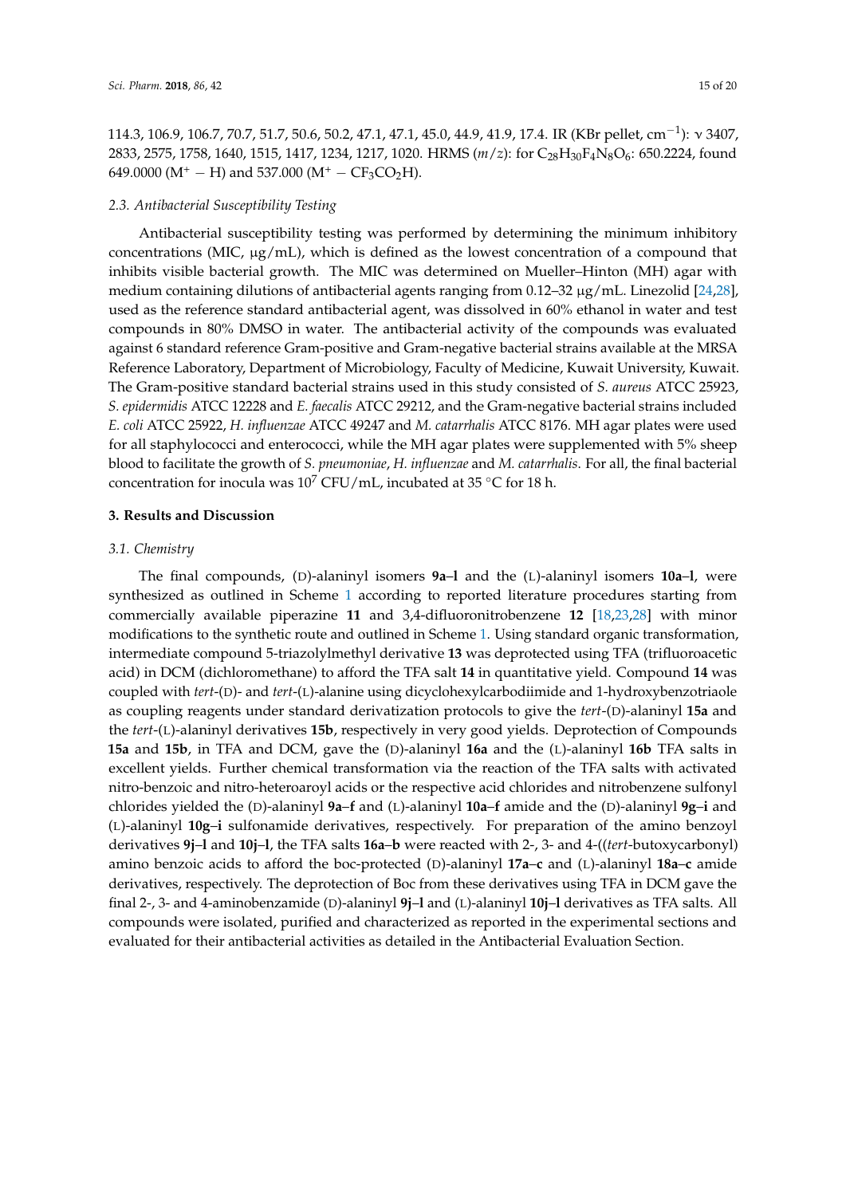114.3, 106.9, 106.7, 70.7, 51.7, 50.6, 50.2, 47.1, 47.1, 45.0, 44.9, 41.9, 17.4. IR (KBr pellet, $cm^{-1}$): ν 3407, 2833, 2575, 1758, 1640, 1515, 1417, 1234, 1217, 1020. HRMS ($m/z$): for $C_{28}H_{30}F_4N_8O_6$: 650.2224, found 649.0000 ($M^+ - H$) and 537.000 ($M^+ - CF_3CO_2H$).

### 2.3. Antibacterial Susceptibility Testing

Antibacterial susceptibility testing was performed by determining the minimum inhibitory concentrations (MIC, μg/mL), which is defined as the lowest concentration of a compound that inhibits visible bacterial growth. The MIC was determined on Mueller–Hinton (MH) agar with medium containing dilutions of antibacterial agents ranging from 0.12–32 μg/mL. Linezolid [24,28], used as the reference standard antibacterial agent, was dissolved in 60% ethanol in water and test compounds in 80% DMSO in water. The antibacterial activity of the compounds was evaluated against 6 standard reference Gram-positive and Gram-negative bacterial strains available at the MRSA Reference Laboratory, Department of Microbiology, Faculty of Medicine, Kuwait University, Kuwait. The Gram-positive standard bacterial strains used in this study consisted of *S. aureus* ATCC 25923, *S. epidermidis* ATCC 12228 and *E. faecalis* ATCC 29212, and the Gram-negative bacterial strains included *E. coli* ATCC 25922, *H. influenzae* ATCC 49247 and *M. catarrhalis* ATCC 8176. MH agar plates were used for all staphylococci and enterococci, while the MH agar plates were supplemented with 5% sheep blood to facilitate the growth of *S. pneumoniae*, *H. influenzae* and *M. catarrhalis*. For all, the final bacterial concentration for inocula was $10^7$ CFU/mL, incubated at 35 °C for 18 h.

## 3. Results and Discussion

### 3.1. Chemistry

The final compounds, (D)-alaninyl isomers **9a**–**l** and the (L)-alaninyl isomers **10a**–**l**, were synthesized as outlined in Scheme 1 according to reported literature procedures starting from commercially available piperazine **11** and 3,4-difluoronitrobenzene **12** [18,23,28] with minor modifications to the synthetic route and outlined in Scheme 1. Using standard organic transformation, intermediate compound 5-triazolylmethyl derivative **13** was deprotected using TFA (trifluoroacetic acid) in DCM (dichloromethane) to afford the TFA salt **14** in quantitative yield. Compound **14** was coupled with *tert*-(D)- and *tert*-(L)-alanine using dicyclohexylcarbodiimide and 1-hydroxybenzotriaole as coupling reagents under standard derivatization protocols to give the *tert*-(D)-alaninyl **15a** and the *tert*-(L)-alaninyl derivatives **15b**, respectively in very good yields. Deprotection of Compounds **15a** and **15b**, in TFA and DCM, gave the (D)-alaninyl **16a** and the (L)-alaninyl **16b** TFA salts in excellent yields. Further chemical transformation via the reaction of the TFA salts with activated nitro-benzoic and nitro-heteroaroyl acids or the respective acid chlorides and nitrobenzene sulfonyl chlorides yielded the (D)-alaninyl **9a**–**f** and (L)-alaninyl **10a**–**f** amide and the (D)-alaninyl **9g**–**i** and (L)-alaninyl **10g**–**i** sulfonamide derivatives, respectively. For preparation of the amino benzoyl derivatives **9j**–**l** and **10j**–**l**, the TFA salts **16a**–**b** were reacted with 2-, 3- and 4-((*tert*-butoxycarbonyl) amino benzoic acids to afford the boc-protected (D)-alaninyl **17a**–**c** and (L)-alaninyl **18a**–**c** amide derivatives, respectively. The deprotection of Boc from these derivatives using TFA in DCM gave the final 2-, 3- and 4-aminobenzamide (D)-alaninyl **9j**–**l** and (L)-alaninyl **10j**–**l** derivatives as TFA salts. All compounds were isolated, purified and characterized as reported in the experimental sections and evaluated for their antibacterial activities as detailed in the Antibacterial Evaluation Section.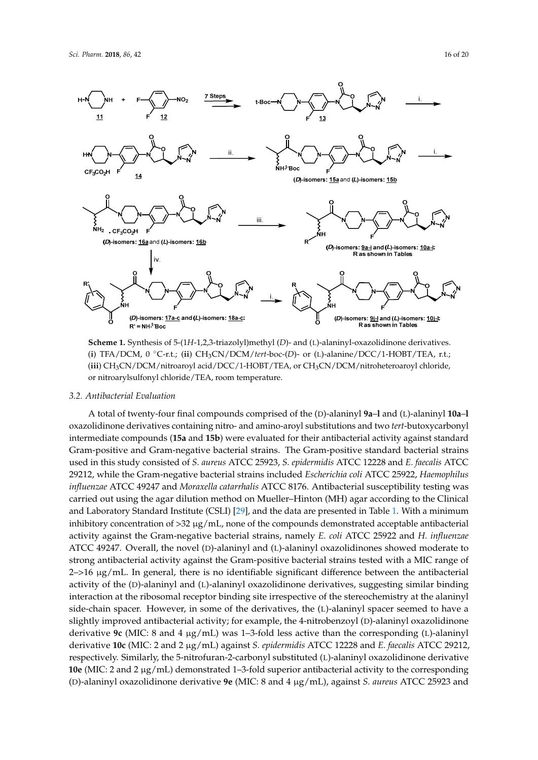**Scheme 1.** Synthesis of 5-(1*H*-1,2,3-triazolyl)methyl (*D*)- and (L)-alaninyl-oxazolidinone derivatives. (**i**) TFA/DCM, 0 °C-r.t.; (**ii**) $CH_3CN$/DCM/*tert*-boc-(*D*)- or (L)-alanine/DCC/1-HOBT/TEA, r.t.; (**iii**) $CH_3CN$/DCM/nitroaroyl acid/DCC/1-HOBT/TEA, or $CH_3CN$/DCM/nitroheteroaroyl chloride, or nitroarylsulfonyl chloride/TEA, room temperature.

### 3.2. Antibacterial Evaluation

A total of twenty-four final compounds comprised of the (D)-alaninyl **9a–l** and (L)-alaninyl **10a–l** oxazolidinone derivatives containing nitro- and amino-aroyl substitutions and two *tert*-butoxycarbonyl intermediate compounds (**15a** and **15b**) were evaluated for their antibacterial activity against standard Gram-positive and Gram-negative bacterial strains. The Gram-positive standard bacterial strains used in this study consisted of *S. aureus* ATCC 25923, *S. epidermidis* ATCC 12228 and *E. faecalis* ATCC 29212, while the Gram-negative bacterial strains included *Escherichia coli* ATCC 25922, *Haemophilus influenzae* ATCC 49247 and *Moraxella catarrhalis* ATCC 8176. Antibacterial susceptibility testing was carried out using the agar dilution method on Mueller–Hinton (MH) agar according to the Clinical and Laboratory Standard Institute (CSLI) [29], and the data are presented in Table 1. With a minimum inhibitory concentration of >32 µg/mL, none of the compounds demonstrated acceptable antibacterial activity against the Gram-negative bacterial strains, namely *E. coli* ATCC 25922 and *H. influenzae* ATCC 49247. Overall, the novel (D)-alaninyl and (L)-alaninyl oxazolidinones showed moderate to strong antibacterial activity against the Gram-positive bacterial strains tested with a MIC range of 2–>16 µg/mL. In general, there is no identifiable significant difference between the antibacterial activity of the (D)-alaninyl and (L)-alaninyl oxazolidinone derivatives, suggesting similar binding interaction at the ribosomal receptor binding site irrespective of the stereochemistry at the alaninyl side-chain spacer. However, in some of the derivatives, the (L)-alaninyl spacer seemed to have a slightly improved antibacterial activity; for example, the 4-nitrobenzoyl (D)-alaninyl oxazolidinone derivative **9c** (MIC: 8 and 4 µg/mL) was 1–3-fold less active than the corresponding (L)-alaninyl derivative **10c** (MIC: 2 and 2 µg/mL) against *S. epidermidis* ATCC 12228 and *E. faecalis* ATCC 29212, respectively. Similarly, the 5-nitrofuran-2-carbonyl substituted (L)-alaninyl oxazolidinone derivative **10e** (MIC: 2 and 2 µg/mL) demonstrated 1–3-fold superior antibacterial activity to the corresponding (D)-alaninyl oxazolidinone derivative **9e** (MIC: 8 and 4 µg/mL), against *S. aureus* ATCC 25923 and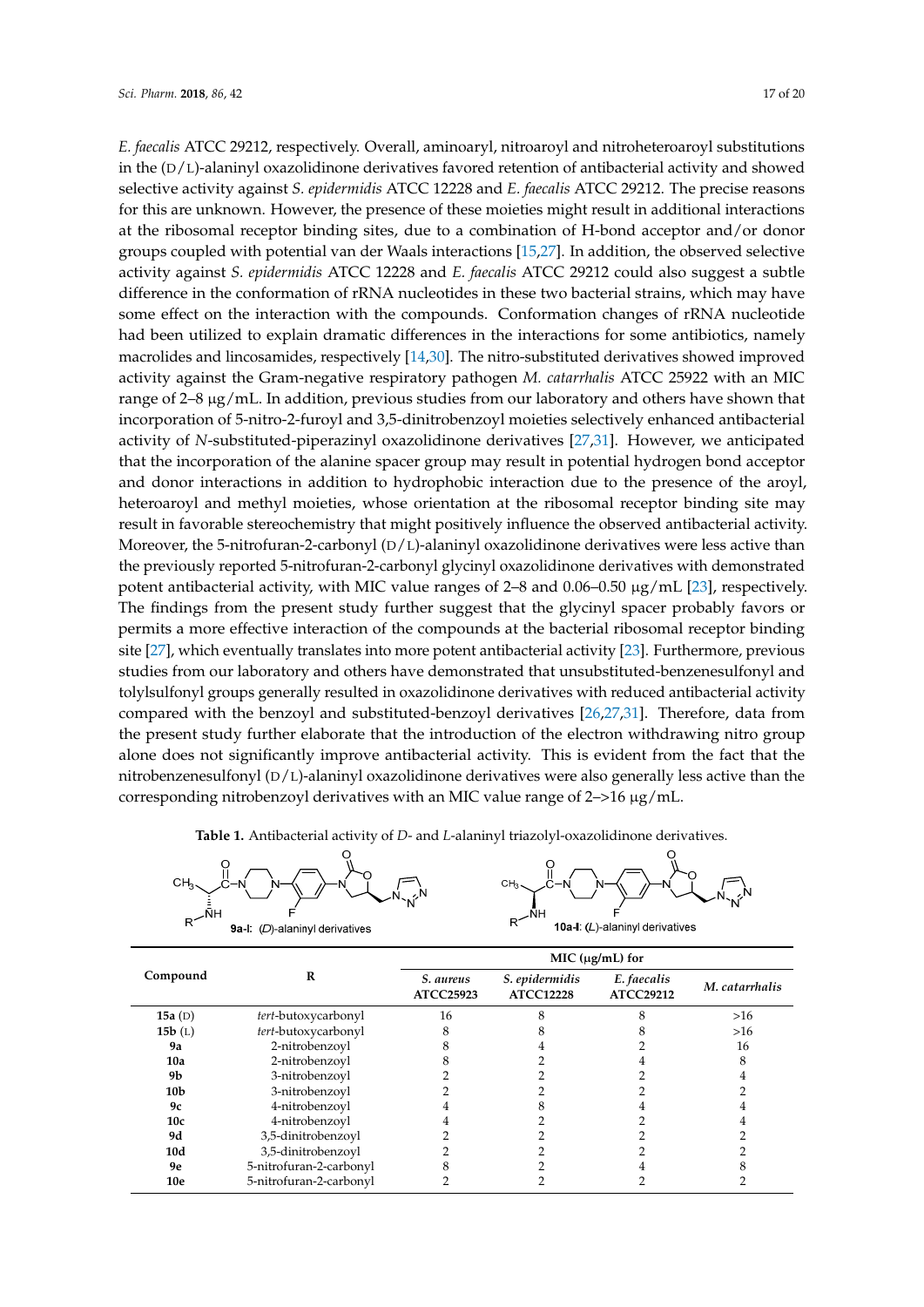*E. faecalis* ATCC 29212, respectively. Overall, aminoaryl, nitroaroyl and nitroheteroaroyl substitutions in the (D/L)-alaninyl oxazolidinone derivatives favored retention of antibacterial activity and showed selective activity against *S. epidermidis* ATCC 12228 and *E. faecalis* ATCC 29212. The precise reasons for this are unknown. However, the presence of these moieties might result in additional interactions at the ribosomal receptor binding sites, due to a combination of H-bond acceptor and/or donor groups coupled with potential van der Waals interactions [15,27]. In addition, the observed selective activity against *S. epidermidis* ATCC 12228 and *E. faecalis* ATCC 29212 could also suggest a subtle difference in the conformation of rRNA nucleotides in these two bacterial strains, which may have some effect on the interaction with the compounds. Conformation changes of rRNA nucleotide had been utilized to explain dramatic differences in the interactions for some antibiotics, namely macrolides and lincosamides, respectively [14,30]. The nitro-substituted derivatives showed improved activity against the Gram-negative respiratory pathogen *M. catarrhalis* ATCC 25922 with an MIC range of 2–8 μg/mL. In addition, previous studies from our laboratory and others have shown that incorporation of 5-nitro-2-furoyl and 3,5-dinitrobenzoyl moieties selectively enhanced antibacterial activity of *N*-substituted-piperazinyl oxazolidinone derivatives [27,31]. However, we anticipated that the incorporation of the alanine spacer group may result in potential hydrogen bond acceptor and donor interactions in addition to hydrophobic interaction due to the presence of the aroyl, heteroaroyl and methyl moieties, whose orientation at the ribosomal receptor binding site may result in favorable stereochemistry that might positively influence the observed antibacterial activity. Moreover, the 5-nitrofuran-2-carbonyl (D/L)-alaninyl oxazolidinone derivatives were less active than the previously reported 5-nitrofuran-2-carbonyl glycinyl oxazolidinone derivatives with demonstrated potent antibacterial activity, with MIC value ranges of 2–8 and 0.06–0.50 μg/mL [23], respectively. The findings from the present study further suggest that the glycinyl spacer probably favors or permits a more effective interaction of the compounds at the bacterial ribosomal receptor binding site [27], which eventually translates into more potent antibacterial activity [23]. Furthermore, previous studies from our laboratory and others have demonstrated that unsubstituted-benzenesulfonyl and tolylsulfonyl groups generally resulted in oxazolidinone derivatives with reduced antibacterial activity compared with the benzoyl and substituted-benzoyl derivatives [26,27,31]. Therefore, data from the present study further elaborate that the introduction of the electron withdrawing nitro group alone does not significantly improve antibacterial activity. This is evident from the fact that the nitrobenzenesulfonyl (D/L)-alaninyl oxazolidinone derivatives were also generally less active than the corresponding nitrobenzoyl derivatives with an MIC value range of 2–>16 μg/mL.

**Table 1.** Antibacterial activity of *D*- and *L*-alaninyl triazolyl-oxazolidinone derivatives.

9a-l: (D)-alaninyl derivatives; 10a-l: (L)-alaninyl derivatives

| Compound | R | MIC (μg/mL) for | | | |
|---|---|---|---|---|---|
| | | *S. aureus* ATCC25923 | *S. epidermidis* ATCC12228 | *E. faecalis* ATCC29212 | *M. catarrhalis* |
| **15a** (D) | *tert*-butoxycarbonyl | 16 | 8 | 8 | >16 |
| **15b** (L) | *tert*-butoxycarbonyl | 8 | 8 | 8 | >16 |
| **9a** | 2-nitrobenzoyl | 8 | 4 | 2 | 16 |
| **10a** | 2-nitrobenzoyl | 8 | 2 | 4 | 8 |
| **9b** | 3-nitrobenzoyl | 2 | 2 | 2 | 4 |
| **10b** | 3-nitrobenzoyl | 2 | 2 | 2 | 2 |
| **9c** | 4-nitrobenzoyl | 4 | 8 | 4 | 4 |
| **10c** | 4-nitrobenzoyl | 4 | 2 | 2 | 4 |
| **9d** | 3,5-dinitrobenzoyl | 2 | 2 | 2 | 2 |
| **10d** | 3,5-dinitrobenzoyl | 2 | 2 | 2 | 2 |
| **9e** | 5-nitrofuran-2-carbonyl | 8 | 2 | 4 | 8 |
| **10e** | 5-nitrofuran-2-carbonyl | 2 | 2 | 2 | 2 |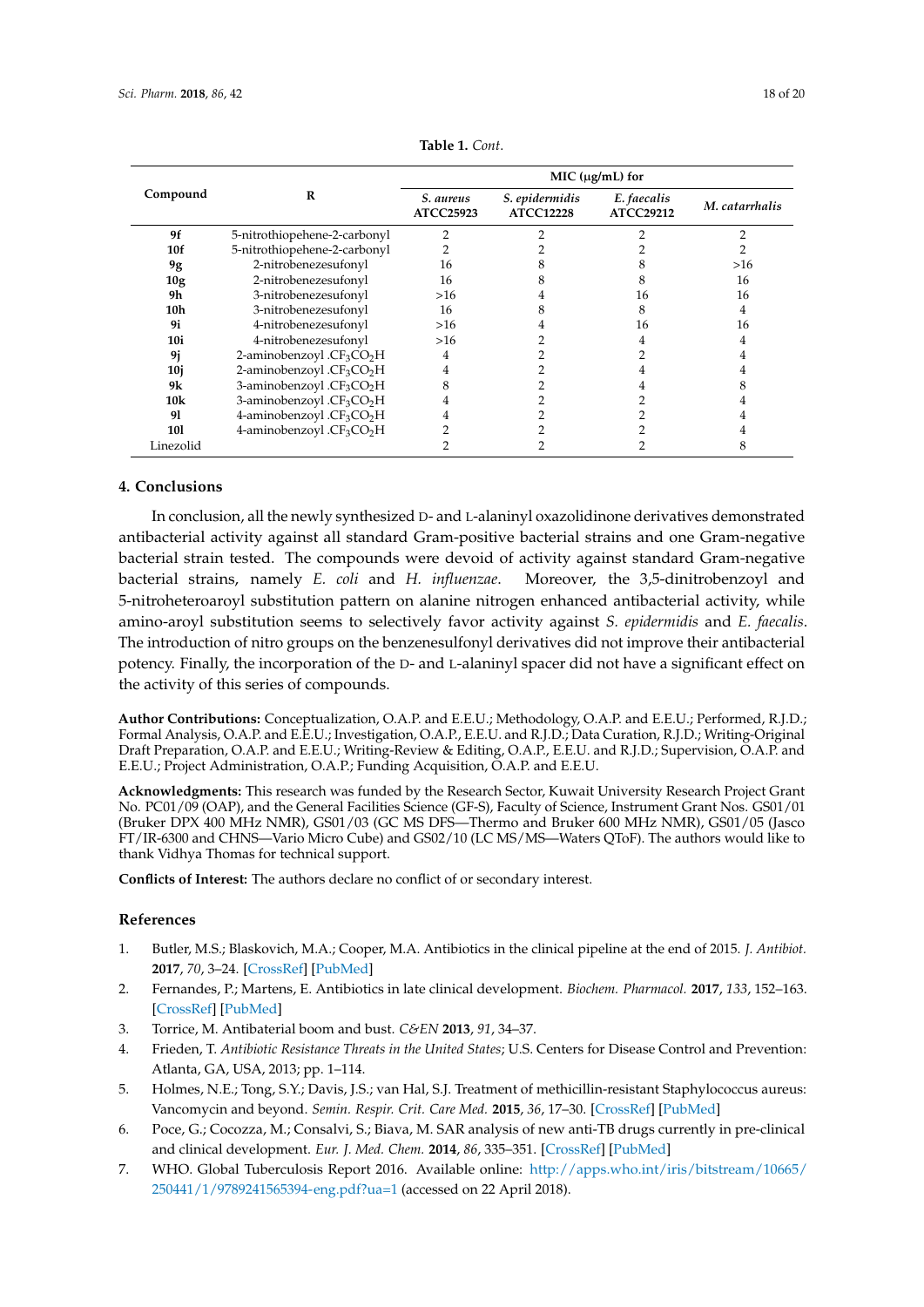**Table 1.** *Cont.*

| Compound | R | MIC (μg/mL) for | | | |
|---|---|---|---|---|---|
| | | *S. aureus* ATCC25923 | *S. epidermidis* ATCC12228 | *E. faecalis* ATCC29212 | *M. catarrhalis* |
| **9f** | 5-nitrothiopehene-2-carbonyl | 2 | 2 | 2 | 2 |
| **10f** | 5-nitrothiopehene-2-carbonyl | 2 | 2 | 2 | 2 |
| **9g** | 2-nitrobenezesufonyl | 16 | 8 | 8 | >16 |
| **10g** | 2-nitrobenezesufonyl | 16 | 8 | 8 | 16 |
| **9h** | 3-nitrobenezesufonyl | >16 | 4 | 16 | 16 |
| **10h** | 3-nitrobenezesufonyl | 16 | 8 | 8 | 4 |
| **9i** | 4-nitrobenezesufonyl | >16 | 4 | 16 | 16 |
| **10i** | 4-nitrobenezesufonyl | >16 | 2 | 4 | 4 |
| **9j** | 2-aminobenzoyl .$CF_3CO_2H$ | 4 | 2 | 2 | 4 |
| **10j** | 2-aminobenzoyl .$CF_3CO_2H$ | 4 | 2 | 4 | 4 |
| **9k** | 3-aminobenzoyl .$CF_3CO_2H$ | 8 | 2 | 4 | 8 |
| **10k** | 3-aminobenzoyl .$CF_3CO_2H$ | 4 | 2 | 2 | 4 |
| **9l** | 4-aminobenzoyl .$CF_3CO_2H$ | 4 | 2 | 2 | 4 |
| **10l** | 4-aminobenzoyl .$CF_3CO_2H$ | 2 | 2 | 2 | 4 |
| Linezolid | | 2 | 2 | 2 | 8 |

## 4. Conclusions

In conclusion, all the newly synthesized D- and L-alaninyl oxazolidinone derivatives demonstrated antibacterial activity against all standard Gram-positive bacterial strains and one Gram-negative bacterial strain tested. The compounds were devoid of activity against standard Gram-negative bacterial strains, namely *E. coli* and *H. influenzae*. Moreover, the 3,5-dinitrobenzoyl and 5-nitroheteroaroyl substitution pattern on alanine nitrogen enhanced antibacterial activity, while amino-aroyl substitution seems to selectively favor activity against *S. epidermidis* and *E. faecalis*. The introduction of nitro groups on the benzenesulfonyl derivatives did not improve their antibacterial potency. Finally, the incorporation of the D- and L-alaninyl spacer did not have a significant effect on the activity of this series of compounds.

**Author Contributions:** Conceptualization, O.A.P. and E.E.U.; Methodology, O.A.P. and E.E.U.; Performed, R.J.D.; Formal Analysis, O.A.P. and E.E.U.; Investigation, O.A.P., E.E.U. and R.J.D.; Data Curation, R.J.D.; Writing-Original Draft Preparation, O.A.P. and E.E.U.; Writing-Review & Editing, O.A.P., E.E.U. and R.J.D.; Supervision, O.A.P. and E.E.U.; Project Administration, O.A.P.; Funding Acquisition, O.A.P. and E.E.U.

**Acknowledgments:** This research was funded by the Research Sector, Kuwait University Research Project Grant No. PC01/09 (OAP), and the General Facilities Science (GF-S), Faculty of Science, Instrument Grant Nos. GS01/01 (Bruker DPX 400 MHz NMR), GS01/03 (GC MS DFS—Thermo and Bruker 600 MHz NMR), GS01/05 (Jasco FT/IR-6300 and CHNS—Vario Micro Cube) and GS02/10 (LC MS/MS—Waters QToF). The authors would like to thank Vidhya Thomas for technical support.

**Conflicts of Interest:** The authors declare no conflict of or secondary interest.

## References

1. Butler, M.S.; Blaskovich, M.A.; Cooper, M.A. Antibiotics in the clinical pipeline at the end of 2015. *J. Antibiot.* **2017**, *70*, 3–24. [CrossRef] [PubMed]
2. Fernandes, P.; Martens, E. Antibiotics in late clinical development. *Biochem. Pharmacol.* **2017**, *133*, 152–163. [CrossRef] [PubMed]
3. Torrice, M. Antibaterial boom and bust. *C&EN* **2013**, *91*, 34–37.
4. Frieden, T. *Antibiotic Resistance Threats in the United States*; U.S. Centers for Disease Control and Prevention: Atlanta, GA, USA, 2013; pp. 1–114.
5. Holmes, N.E.; Tong, S.Y.; Davis, J.S.; van Hal, S.J. Treatment of methicillin-resistant Staphylococcus aureus: Vancomycin and beyond. *Semin. Respir. Crit. Care Med.* **2015**, *36*, 17–30. [CrossRef] [PubMed]
6. Poce, G.; Cocozza, M.; Consalvi, S.; Biava, M. SAR analysis of new anti-TB drugs currently in pre-clinical and clinical development. *Eur. J. Med. Chem.* **2014**, *86*, 335–351. [CrossRef] [PubMed]
7. WHO. Global Tuberculosis Report 2016. Available online: http://apps.who.int/iris/bitstream/10665/250441/1/9789241565394-eng.pdf?ua=1 (accessed on 22 April 2018).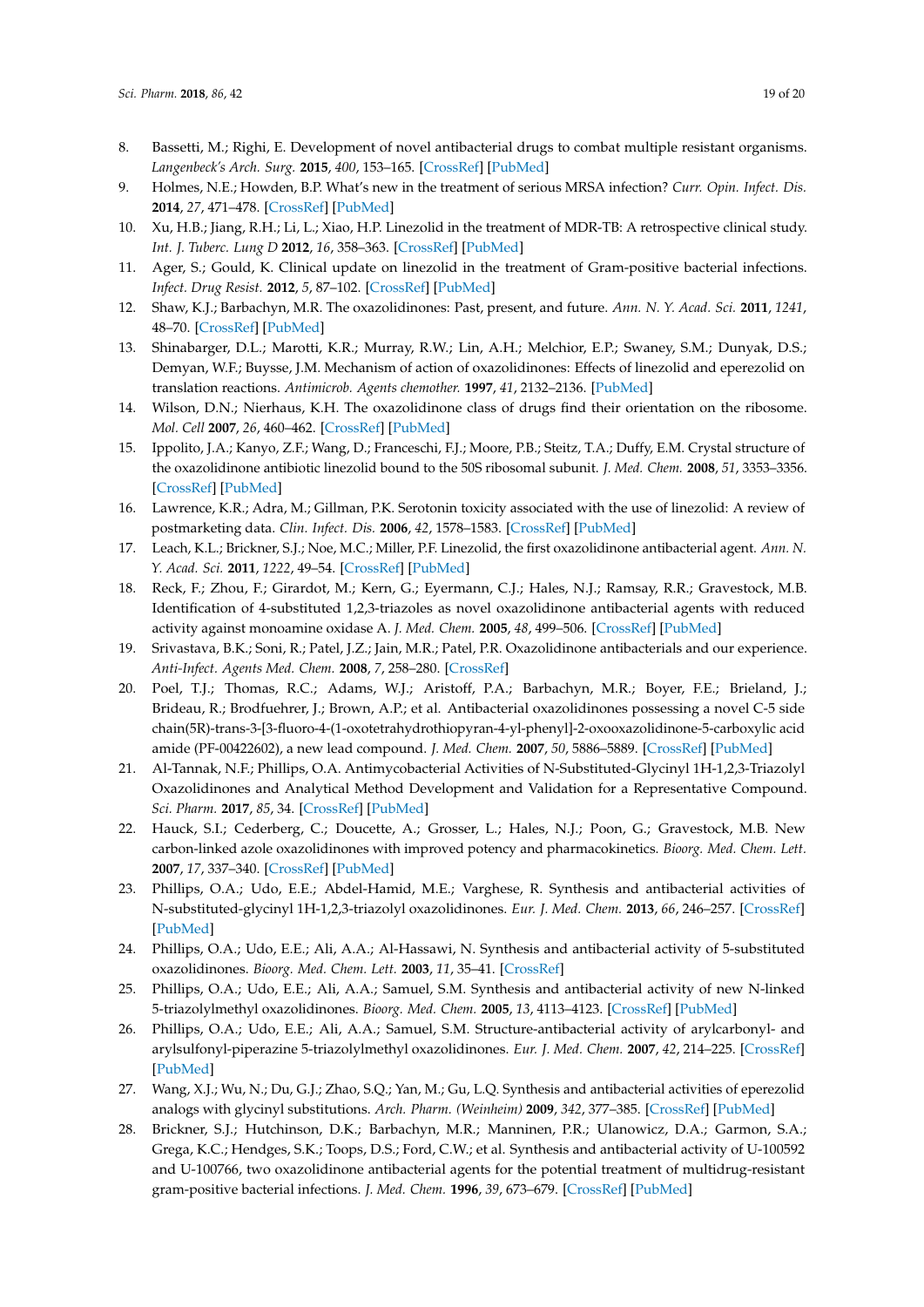8. Bassetti, M.; Righi, E. Development of novel antibacterial drugs to combat multiple resistant organisms. *Langenbeck's Arch. Surg.* **2015**, *400*, 153–165. [CrossRef] [PubMed]
9. Holmes, N.E.; Howden, B.P. What's new in the treatment of serious MRSA infection? *Curr. Opin. Infect. Dis.* **2014**, *27*, 471–478. [CrossRef] [PubMed]
10. Xu, H.B.; Jiang, R.H.; Li, L.; Xiao, H.P. Linezolid in the treatment of MDR-TB: A retrospective clinical study. *Int. J. Tuberc. Lung D* **2012**, *16*, 358–363. [CrossRef] [PubMed]
11. Ager, S.; Gould, K. Clinical update on linezolid in the treatment of Gram-positive bacterial infections. *Infect. Drug Resist.* **2012**, *5*, 87–102. [CrossRef] [PubMed]
12. Shaw, K.J.; Barbachyn, M.R. The oxazolidinones: Past, present, and future. *Ann. N. Y. Acad. Sci.* **2011**, *1241*, 48–70. [CrossRef] [PubMed]
13. Shinabarger, D.L.; Marotti, K.R.; Murray, R.W.; Lin, A.H.; Melchior, E.P.; Swaney, S.M.; Dunyak, D.S.; Demyan, W.F.; Buysse, J.M. Mechanism of action of oxazolidinones: Effects of linezolid and eperezolid on translation reactions. *Antimicrob. Agents chemother.* **1997**, *41*, 2132–2136. [PubMed]
14. Wilson, D.N.; Nierhaus, K.H. The oxazolidinone class of drugs find their orientation on the ribosome. *Mol. Cell* **2007**, *26*, 460–462. [CrossRef] [PubMed]
15. Ippolito, J.A.; Kanyo, Z.F.; Wang, D.; Franceschi, F.J.; Moore, P.B.; Steitz, T.A.; Duffy, E.M. Crystal structure of the oxazolidinone antibiotic linezolid bound to the 50S ribosomal subunit. *J. Med. Chem.* **2008**, *51*, 3353–3356. [CrossRef] [PubMed]
16. Lawrence, K.R.; Adra, M.; Gillman, P.K. Serotonin toxicity associated with the use of linezolid: A review of postmarketing data. *Clin. Infect. Dis.* **2006**, *42*, 1578–1583. [CrossRef] [PubMed]
17. Leach, K.L.; Brickner, S.J.; Noe, M.C.; Miller, P.F. Linezolid, the first oxazolidinone antibacterial agent. *Ann. N. Y. Acad. Sci.* **2011**, *1222*, 49–54. [CrossRef] [PubMed]
18. Reck, F.; Zhou, F.; Girardot, M.; Kern, G.; Eyermann, C.J.; Hales, N.J.; Ramsay, R.R.; Gravestock, M.B. Identification of 4-substituted 1,2,3-triazoles as novel oxazolidinone antibacterial agents with reduced activity against monoamine oxidase A. *J. Med. Chem.* **2005**, *48*, 499–506. [CrossRef] [PubMed]
19. Srivastava, B.K.; Soni, R.; Patel, J.Z.; Jain, M.R.; Patel, P.R. Oxazolidinone antibacterials and our experience. *Anti-Infect. Agents Med. Chem.* **2008**, *7*, 258–280. [CrossRef]
20. Poel, T.J.; Thomas, R.C.; Adams, W.J.; Aristoff, P.A.; Barbachyn, M.R.; Boyer, F.E.; Brieland, J.; Brideau, R.; Brodfuehrer, J.; Brown, A.P.; et al. Antibacterial oxazolidinones possessing a novel C-5 side chain(5R)-trans-3-[3-fluoro-4-(1-oxotetrahydrothiopyran-4-yl-phenyl]-2-oxooxazolidinone-5-carboxylic acid amide (PF-00422602), a new lead compound. *J. Med. Chem.* **2007**, *50*, 5886–5889. [CrossRef] [PubMed]
21. Al-Tannak, N.F.; Phillips, O.A. Antimycobacterial Activities of N-Substituted-Glycinyl 1H-1,2,3-Triazolyl Oxazolidinones and Analytical Method Development and Validation for a Representative Compound. *Sci. Pharm.* **2017**, *85*, 34. [CrossRef] [PubMed]
22. Hauck, S.I.; Cederberg, C.; Doucette, A.; Grosser, L.; Hales, N.J.; Poon, G.; Gravestock, M.B. New carbon-linked azole oxazolidinones with improved potency and pharmacokinetics. *Bioorg. Med. Chem. Lett.* **2007**, *17*, 337–340. [CrossRef] [PubMed]
23. Phillips, O.A.; Udo, E.E.; Abdel-Hamid, M.E.; Varghese, R. Synthesis and antibacterial activities of N-substituted-glycinyl 1H-1,2,3-triazolyl oxazolidinones. *Eur. J. Med. Chem.* **2013**, *66*, 246–257. [CrossRef] [PubMed]
24. Phillips, O.A.; Udo, E.E.; Ali, A.A.; Al-Hassawi, N. Synthesis and antibacterial activity of 5-substituted oxazolidinones. *Bioorg. Med. Chem. Lett.* **2003**, *11*, 35–41. [CrossRef]
25. Phillips, O.A.; Udo, E.E.; Ali, A.A.; Samuel, S.M. Synthesis and antibacterial activity of new N-linked 5-triazolylmethyl oxazolidinones. *Bioorg. Med. Chem.* **2005**, *13*, 4113–4123. [CrossRef] [PubMed]
26. Phillips, O.A.; Udo, E.E.; Ali, A.A.; Samuel, S.M. Structure-antibacterial activity of arylcarbonyl- and arylsulfonyl-piperazine 5-triazolylmethyl oxazolidinones. *Eur. J. Med. Chem.* **2007**, *42*, 214–225. [CrossRef] [PubMed]
27. Wang, X.J.; Wu, N.; Du, G.J.; Zhao, S.Q.; Yan, M.; Gu, L.Q. Synthesis and antibacterial activities of eperezolid analogs with glycinyl substitutions. *Arch. Pharm. (Weinheim)* **2009**, *342*, 377–385. [CrossRef] [PubMed]
28. Brickner, S.J.; Hutchinson, D.K.; Barbachyn, M.R.; Manninen, P.R.; Ulanowicz, D.A.; Garmon, S.A.; Grega, K.C.; Hendges, S.K.; Toops, D.S.; Ford, C.W.; et al. Synthesis and antibacterial activity of U-100592 and U-100766, two oxazolidinone antibacterial agents for the potential treatment of multidrug-resistant gram-positive bacterial infections. *J. Med. Chem.* **1996**, *39*, 673–679. [CrossRef] [PubMed]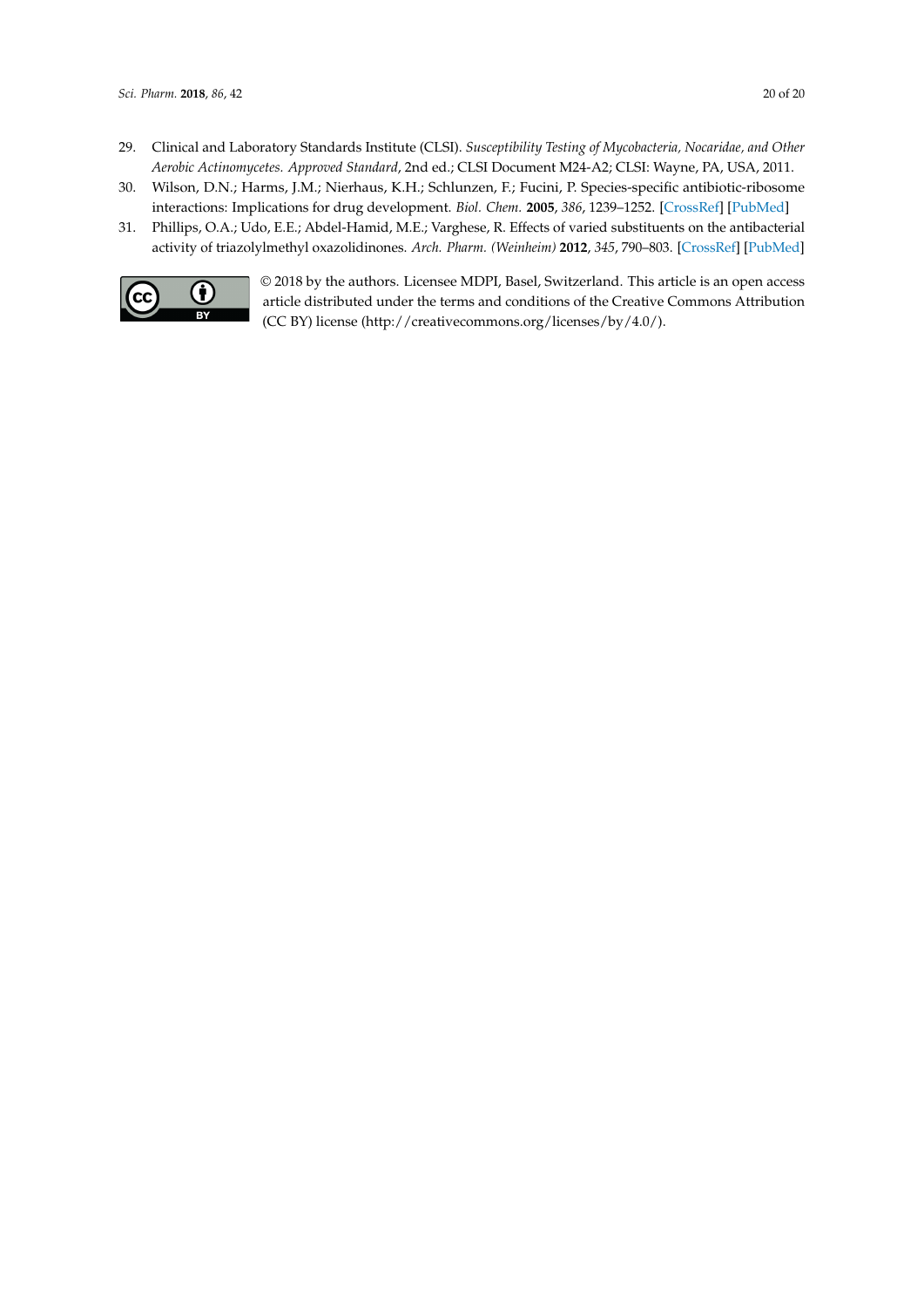29. Clinical and Laboratory Standards Institute (CLSI). *Susceptibility Testing of Mycobacteria, Nocaridae, and Other Aerobic Actinomycetes. Approved Standard*, 2nd ed.; CLSI Document M24-A2; CLSI: Wayne, PA, USA, 2011.
30. Wilson, D.N.; Harms, J.M.; Nierhaus, K.H.; Schlunzen, F.; Fucini, P. Species-specific antibiotic-ribosome interactions: Implications for drug development. *Biol. Chem.* **2005**, *386*, 1239–1252. [CrossRef] [PubMed]
31. Phillips, O.A.; Udo, E.E.; Abdel-Hamid, M.E.; Varghese, R. Effects of varied substituents on the antibacterial activity of triazolylmethyl oxazolidinones. *Arch. Pharm. (Weinheim)* **2012**, *345*, 790–803. [CrossRef] [PubMed]

© 2018 by the authors. Licensee MDPI, Basel, Switzerland. This article is an open access article distributed under the terms and conditions of the Creative Commons Attribution (CC BY) license (http://creativecommons.org/licenses/by/4.0/).